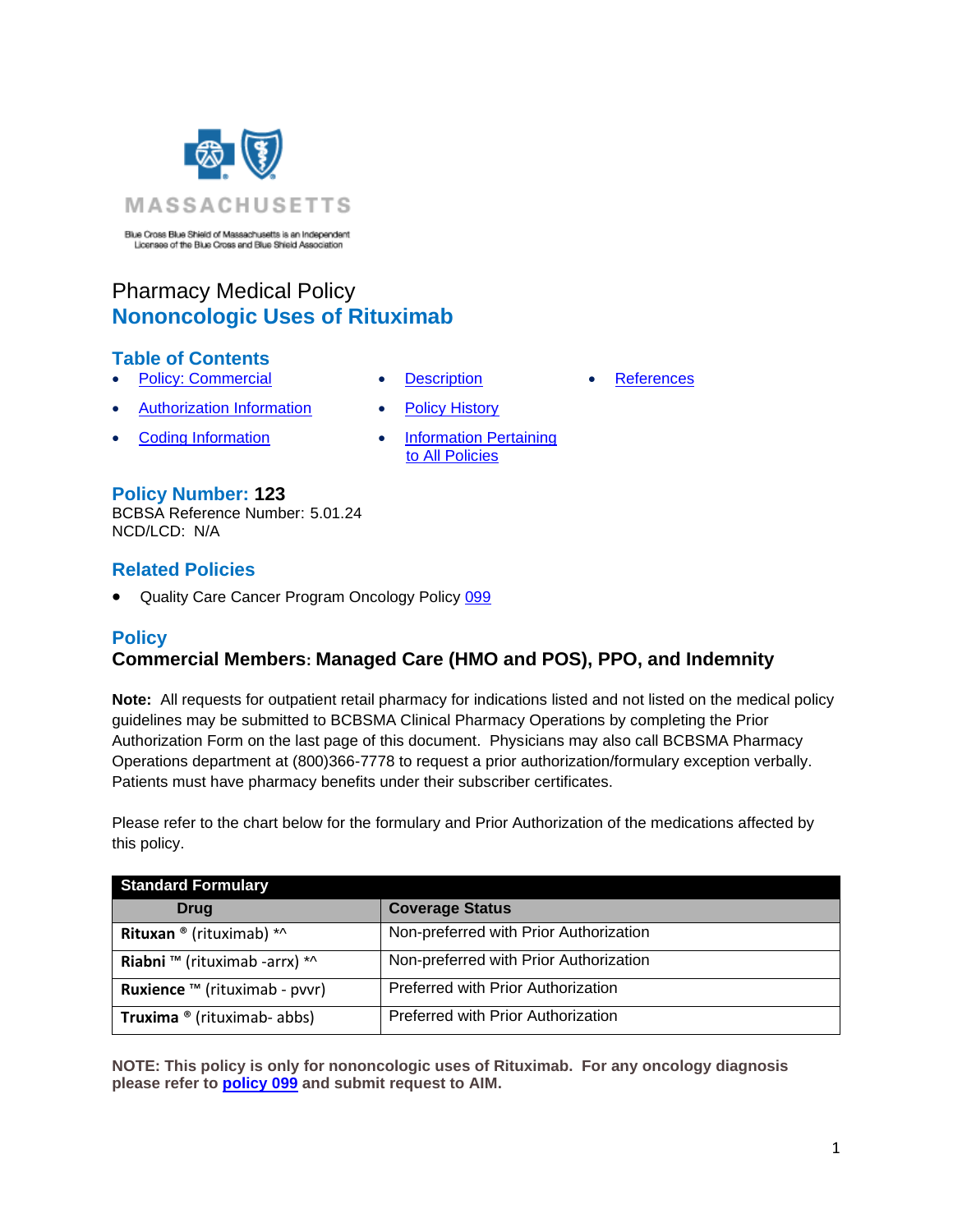Blue Cross Blue Shield of Massachusetts is an Independent Licensee of the Blue Cross and Blue Shield Association

Pharmacy Medical Policy

# Nononcologic Uses of Rituximab

## Table of Contents

- Policy: Commercial
- Authorization Information
- Coding Information
- Description
- Policy History
- Information Pertaining to All Policies
- References

## Policy Number: 123

BCBSA Reference Number: 5.01.24
NCD/LCD: N/A

## Related Policies

- Quality Care Cancer Program Oncology Policy 099

## Policy

### Commercial Members: Managed Care (HMO and POS), PPO, and Indemnity

**Note:** All requests for outpatient retail pharmacy for indications listed and not listed on the medical policy guidelines may be submitted to BCBSMA Clinical Pharmacy Operations by completing the Prior Authorization Form on the last page of this document. Physicians may also call BCBSMA Pharmacy Operations department at (800)366-7778 to request a prior authorization/formulary exception verbally. Patients must have pharmacy benefits under their subscriber certificates.

Please refer to the chart below for the formulary and Prior Authorization of the medications affected by this policy.

| Standard Formulary | |
|---|---|
| **Drug** | **Coverage Status** |
| **Rituxan** ® (rituximab) *^ | Non-preferred with Prior Authorization |
| **Riabni** ™ (rituximab -arrx) *^ | Non-preferred with Prior Authorization |
| **Ruxience** ™ (rituximab - pvvr) | Preferred with Prior Authorization |
| **Truxima** ® (rituximab- abbs) | Preferred with Prior Authorization |

**NOTE: This policy is only for nononcologic uses of Rituximab. For any oncology diagnosis please refer to policy 099 and submit request to AIM.**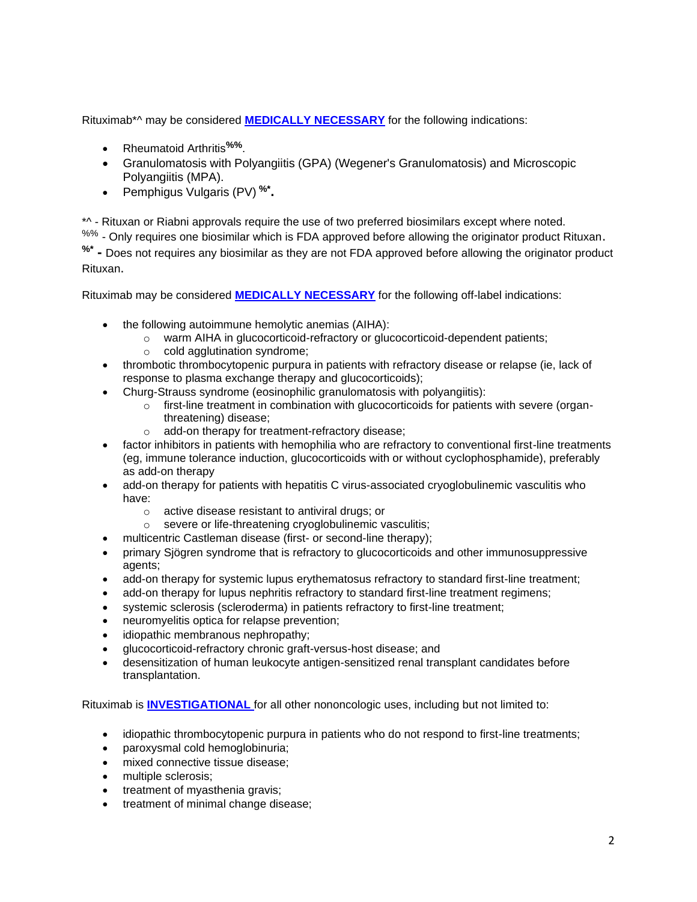Rituximab*^ may be considered **MEDICALLY NECESSARY** for the following indications:

- Rheumatoid Arthritis**%%**.
- Granulomatosis with Polyangiitis (GPA) (Wegener's Granulomatosis) and Microscopic Polyangiitis (MPA).
- Pemphigus Vulgaris (PV) **%*.**

*^ - Rituxan or Riabni approvals require the use of two preferred biosimilars except where noted.
%% - Only requires one biosimilar which is FDA approved before allowing the originator product Rituxan.
**%* -** Does not requires any biosimilar as they are not FDA approved before allowing the originator product Rituxan.

Rituximab may be considered **MEDICALLY NECESSARY** for the following off-label indications:

- the following autoimmune hemolytic anemias (AIHA):
  - warm AIHA in glucocorticoid-refractory or glucocorticoid-dependent patients;
  - cold agglutination syndrome;
- thrombotic thrombocytopenic purpura in patients with refractory disease or relapse (ie, lack of response to plasma exchange therapy and glucocorticoids);
- Churg-Strauss syndrome (eosinophilic granulomatosis with polyangiitis):
  - first-line treatment in combination with glucocorticoids for patients with severe (organ-threatening) disease;
  - add-on therapy for treatment-refractory disease;
- factor inhibitors in patients with hemophilia who are refractory to conventional first-line treatments (eg, immune tolerance induction, glucocorticoids with or without cyclophosphamide), preferably as add-on therapy
- add-on therapy for patients with hepatitis C virus-associated cryoglobulinemic vasculitis who have:
  - active disease resistant to antiviral drugs; or
  - severe or life-threatening cryoglobulinemic vasculitis;
- multicentric Castleman disease (first- or second-line therapy);
- primary Sjögren syndrome that is refractory to glucocorticoids and other immunosuppressive agents;
- add-on therapy for systemic lupus erythematosus refractory to standard first-line treatment;
- add-on therapy for lupus nephritis refractory to standard first-line treatment regimens;
- systemic sclerosis (scleroderma) in patients refractory to first-line treatment;
- neuromyelitis optica for relapse prevention;
- idiopathic membranous nephropathy;
- glucocorticoid-refractory chronic graft-versus-host disease; and
- desensitization of human leukocyte antigen-sensitized renal transplant candidates before transplantation.

Rituximab is **INVESTIGATIONAL** for all other nononcologic uses, including but not limited to:

- idiopathic thrombocytopenic purpura in patients who do not respond to first-line treatments;
- paroxysmal cold hemoglobinuria;
- mixed connective tissue disease;
- multiple sclerosis;
- treatment of myasthenia gravis;
- treatment of minimal change disease;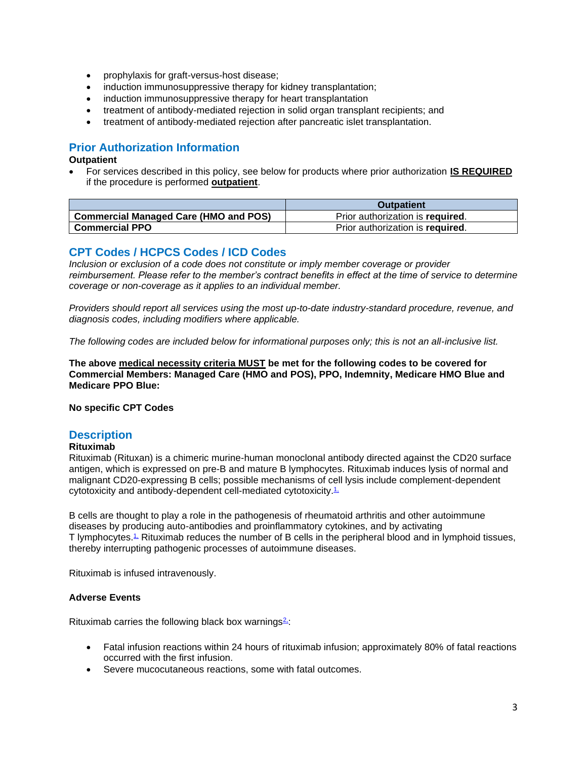- prophylaxis for graft-versus-host disease;
- induction immunosuppressive therapy for kidney transplantation;
- induction immunosuppressive therapy for heart transplantation
- treatment of antibody-mediated rejection in solid organ transplant recipients; and
- treatment of antibody-mediated rejection after pancreatic islet transplantation.

## Prior Authorization Information

**Outpatient**

- For services described in this policy, see below for products where prior authorization **IS REQUIRED** if the procedure is performed **outpatient**.

| | Outpatient |
|---|---|
| **Commercial Managed Care (HMO and POS)** | Prior authorization is **required**. |
| **Commercial PPO** | Prior authorization is **required**. |

## CPT Codes / HCPCS Codes / ICD Codes

*Inclusion or exclusion of a code does not constitute or imply member coverage or provider reimbursement. Please refer to the member's contract benefits in effect at the time of service to determine coverage or non-coverage as it applies to an individual member.*

*Providers should report all services using the most up-to-date industry-standard procedure, revenue, and diagnosis codes, including modifiers where applicable.*

*The following codes are included below for informational purposes only; this is not an all-inclusive list.*

**The above medical necessity criteria MUST be met for the following codes to be covered for Commercial Members: Managed Care (HMO and POS), PPO, Indemnity, Medicare HMO Blue and Medicare PPO Blue:**

**No specific CPT Codes**

## Description

**Rituximab**

Rituximab (Rituxan) is a chimeric murine-human monoclonal antibody directed against the CD20 surface antigen, which is expressed on pre-B and mature B lymphocytes. Rituximab induces lysis of normal and malignant CD20-expressing B cells; possible mechanisms of cell lysis include complement-dependent cytotoxicity and antibody-dependent cell-mediated cytotoxicity.[1]

B cells are thought to play a role in the pathogenesis of rheumatoid arthritis and other autoimmune diseases by producing auto-antibodies and proinflammatory cytokines, and by activating T lymphocytes.[1] Rituximab reduces the number of B cells in the peripheral blood and in lymphoid tissues, thereby interrupting pathogenic processes of autoimmune diseases.

Rituximab is infused intravenously.

**Adverse Events**

Rituximab carries the following black box warnings[2]:

- Fatal infusion reactions within 24 hours of rituximab infusion; approximately 80% of fatal reactions occurred with the first infusion.
- Severe mucocutaneous reactions, some with fatal outcomes.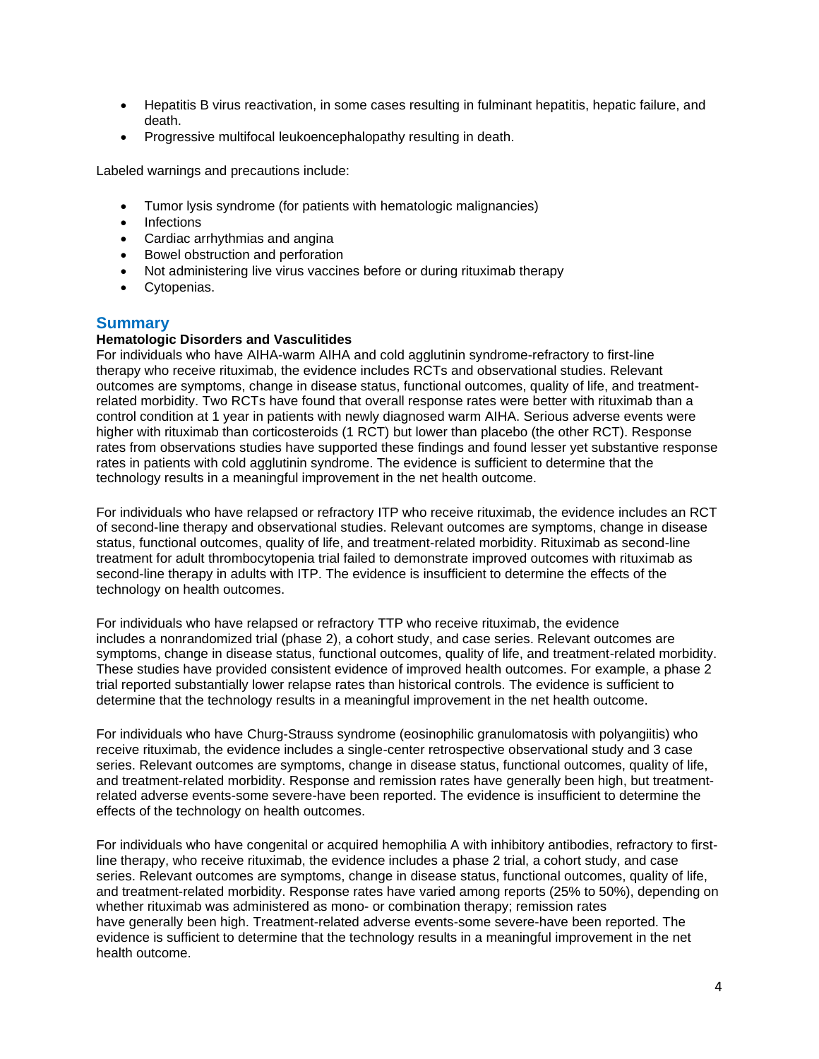- Hepatitis B virus reactivation, in some cases resulting in fulminant hepatitis, hepatic failure, and death.
- Progressive multifocal leukoencephalopathy resulting in death.

Labeled warnings and precautions include:

- Tumor lysis syndrome (for patients with hematologic malignancies)
- Infections
- Cardiac arrhythmias and angina
- Bowel obstruction and perforation
- Not administering live virus vaccines before or during rituximab therapy
- Cytopenias.

## Summary

**Hematologic Disorders and Vasculitides**

For individuals who have AIHA-warm AIHA and cold agglutinin syndrome-refractory to first-line therapy who receive rituximab, the evidence includes RCTs and observational studies. Relevant outcomes are symptoms, change in disease status, functional outcomes, quality of life, and treatment-related morbidity. Two RCTs have found that overall response rates were better with rituximab than a control condition at 1 year in patients with newly diagnosed warm AIHA. Serious adverse events were higher with rituximab than corticosteroids (1 RCT) but lower than placebo (the other RCT). Response rates from observations studies have supported these findings and found lesser yet substantive response rates in patients with cold agglutinin syndrome. The evidence is sufficient to determine that the technology results in a meaningful improvement in the net health outcome.

For individuals who have relapsed or refractory ITP who receive rituximab, the evidence includes an RCT of second-line therapy and observational studies. Relevant outcomes are symptoms, change in disease status, functional outcomes, quality of life, and treatment-related morbidity. Rituximab as second-line treatment for adult thrombocytopenia trial failed to demonstrate improved outcomes with rituximab as second-line therapy in adults with ITP. The evidence is insufficient to determine the effects of the technology on health outcomes.

For individuals who have relapsed or refractory TTP who receive rituximab, the evidence includes a nonrandomized trial (phase 2), a cohort study, and case series. Relevant outcomes are symptoms, change in disease status, functional outcomes, quality of life, and treatment-related morbidity. These studies have provided consistent evidence of improved health outcomes. For example, a phase 2 trial reported substantially lower relapse rates than historical controls. The evidence is sufficient to determine that the technology results in a meaningful improvement in the net health outcome.

For individuals who have Churg-Strauss syndrome (eosinophilic granulomatosis with polyangiitis) who receive rituximab, the evidence includes a single-center retrospective observational study and 3 case series. Relevant outcomes are symptoms, change in disease status, functional outcomes, quality of life, and treatment-related morbidity. Response and remission rates have generally been high, but treatment-related adverse events-some severe-have been reported. The evidence is insufficient to determine the effects of the technology on health outcomes.

For individuals who have congenital or acquired hemophilia A with inhibitory antibodies, refractory to first-line therapy, who receive rituximab, the evidence includes a phase 2 trial, a cohort study, and case series. Relevant outcomes are symptoms, change in disease status, functional outcomes, quality of life, and treatment-related morbidity. Response rates have varied among reports (25% to 50%), depending on whether rituximab was administered as mono- or combination therapy; remission rates have generally been high. Treatment-related adverse events-some severe-have been reported. The evidence is sufficient to determine that the technology results in a meaningful improvement in the net health outcome.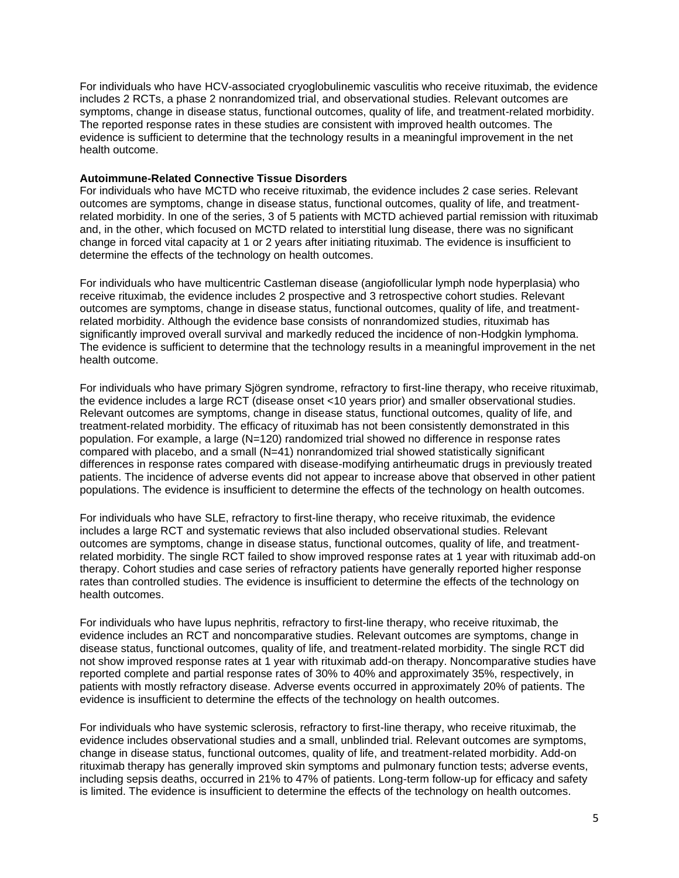For individuals who have HCV-associated cryoglobulinemic vasculitis who receive rituximab, the evidence includes 2 RCTs, a phase 2 nonrandomized trial, and observational studies. Relevant outcomes are symptoms, change in disease status, functional outcomes, quality of life, and treatment-related morbidity. The reported response rates in these studies are consistent with improved health outcomes. The evidence is sufficient to determine that the technology results in a meaningful improvement in the net health outcome.

**Autoimmune-Related Connective Tissue Disorders**

For individuals who have MCTD who receive rituximab, the evidence includes 2 case series. Relevant outcomes are symptoms, change in disease status, functional outcomes, quality of life, and treatment-related morbidity. In one of the series, 3 of 5 patients with MCTD achieved partial remission with rituximab and, in the other, which focused on MCTD related to interstitial lung disease, there was no significant change in forced vital capacity at 1 or 2 years after initiating rituximab. The evidence is insufficient to determine the effects of the technology on health outcomes.

For individuals who have multicentric Castleman disease (angiofollicular lymph node hyperplasia) who receive rituximab, the evidence includes 2 prospective and 3 retrospective cohort studies. Relevant outcomes are symptoms, change in disease status, functional outcomes, quality of life, and treatment-related morbidity. Although the evidence base consists of nonrandomized studies, rituximab has significantly improved overall survival and markedly reduced the incidence of non-Hodgkin lymphoma. The evidence is sufficient to determine that the technology results in a meaningful improvement in the net health outcome.

For individuals who have primary Sjögren syndrome, refractory to first-line therapy, who receive rituximab, the evidence includes a large RCT (disease onset <10 years prior) and smaller observational studies. Relevant outcomes are symptoms, change in disease status, functional outcomes, quality of life, and treatment-related morbidity. The efficacy of rituximab has not been consistently demonstrated in this population. For example, a large (N=120) randomized trial showed no difference in response rates compared with placebo, and a small (N=41) nonrandomized trial showed statistically significant differences in response rates compared with disease-modifying antirheumatic drugs in previously treated patients. The incidence of adverse events did not appear to increase above that observed in other patient populations. The evidence is insufficient to determine the effects of the technology on health outcomes.

For individuals who have SLE, refractory to first-line therapy, who receive rituximab, the evidence includes a large RCT and systematic reviews that also included observational studies. Relevant outcomes are symptoms, change in disease status, functional outcomes, quality of life, and treatment-related morbidity. The single RCT failed to show improved response rates at 1 year with rituximab add-on therapy. Cohort studies and case series of refractory patients have generally reported higher response rates than controlled studies. The evidence is insufficient to determine the effects of the technology on health outcomes.

For individuals who have lupus nephritis, refractory to first-line therapy, who receive rituximab, the evidence includes an RCT and noncomparative studies. Relevant outcomes are symptoms, change in disease status, functional outcomes, quality of life, and treatment-related morbidity. The single RCT did not show improved response rates at 1 year with rituximab add-on therapy. Noncomparative studies have reported complete and partial response rates of 30% to 40% and approximately 35%, respectively, in patients with mostly refractory disease. Adverse events occurred in approximately 20% of patients. The evidence is insufficient to determine the effects of the technology on health outcomes.

For individuals who have systemic sclerosis, refractory to first-line therapy, who receive rituximab, the evidence includes observational studies and a small, unblinded trial. Relevant outcomes are symptoms, change in disease status, functional outcomes, quality of life, and treatment-related morbidity. Add-on rituximab therapy has generally improved skin symptoms and pulmonary function tests; adverse events, including sepsis deaths, occurred in 21% to 47% of patients. Long-term follow-up for efficacy and safety is limited. The evidence is insufficient to determine the effects of the technology on health outcomes.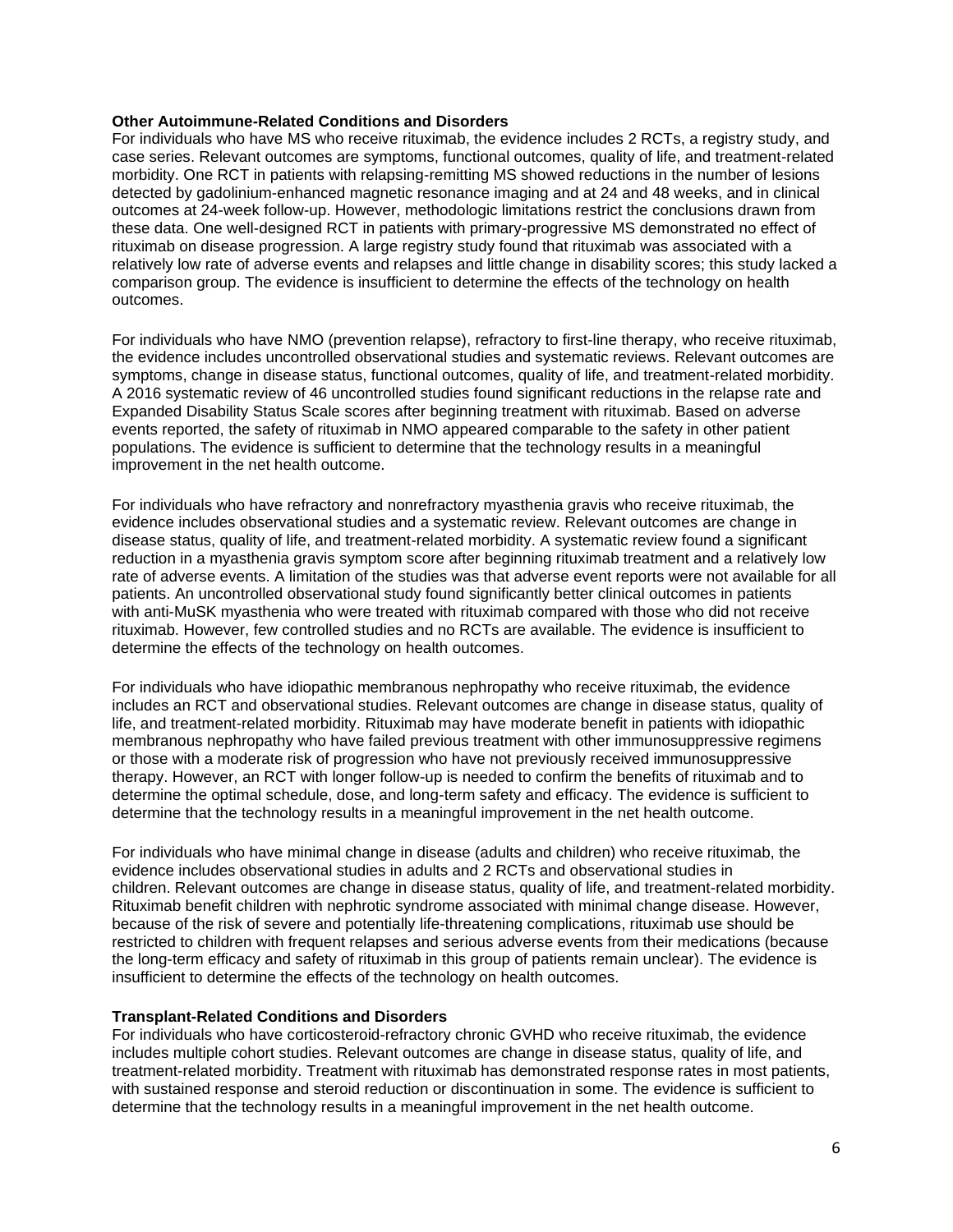**Other Autoimmune-Related Conditions and Disorders**

For individuals who have MS who receive rituximab, the evidence includes 2 RCTs, a registry study, and case series. Relevant outcomes are symptoms, functional outcomes, quality of life, and treatment-related morbidity. One RCT in patients with relapsing-remitting MS showed reductions in the number of lesions detected by gadolinium-enhanced magnetic resonance imaging and at 24 and 48 weeks, and in clinical outcomes at 24-week follow-up. However, methodologic limitations restrict the conclusions drawn from these data. One well-designed RCT in patients with primary-progressive MS demonstrated no effect of rituximab on disease progression. A large registry study found that rituximab was associated with a relatively low rate of adverse events and relapses and little change in disability scores; this study lacked a comparison group. The evidence is insufficient to determine the effects of the technology on health outcomes.

For individuals who have NMO (prevention relapse), refractory to first-line therapy, who receive rituximab, the evidence includes uncontrolled observational studies and systematic reviews. Relevant outcomes are symptoms, change in disease status, functional outcomes, quality of life, and treatment-related morbidity. A 2016 systematic review of 46 uncontrolled studies found significant reductions in the relapse rate and Expanded Disability Status Scale scores after beginning treatment with rituximab. Based on adverse events reported, the safety of rituximab in NMO appeared comparable to the safety in other patient populations. The evidence is sufficient to determine that the technology results in a meaningful improvement in the net health outcome.

For individuals who have refractory and nonrefractory myasthenia gravis who receive rituximab, the evidence includes observational studies and a systematic review. Relevant outcomes are change in disease status, quality of life, and treatment-related morbidity. A systematic review found a significant reduction in a myasthenia gravis symptom score after beginning rituximab treatment and a relatively low rate of adverse events. A limitation of the studies was that adverse event reports were not available for all patients. An uncontrolled observational study found significantly better clinical outcomes in patients with anti-MuSK myasthenia who were treated with rituximab compared with those who did not receive rituximab. However, few controlled studies and no RCTs are available. The evidence is insufficient to determine the effects of the technology on health outcomes.

For individuals who have idiopathic membranous nephropathy who receive rituximab, the evidence includes an RCT and observational studies. Relevant outcomes are change in disease status, quality of life, and treatment-related morbidity. Rituximab may have moderate benefit in patients with idiopathic membranous nephropathy who have failed previous treatment with other immunosuppressive regimens or those with a moderate risk of progression who have not previously received immunosuppressive therapy. However, an RCT with longer follow-up is needed to confirm the benefits of rituximab and to determine the optimal schedule, dose, and long-term safety and efficacy. The evidence is sufficient to determine that the technology results in a meaningful improvement in the net health outcome.

For individuals who have minimal change in disease (adults and children) who receive rituximab, the evidence includes observational studies in adults and 2 RCTs and observational studies in children. Relevant outcomes are change in disease status, quality of life, and treatment-related morbidity. Rituximab benefit children with nephrotic syndrome associated with minimal change disease. However, because of the risk of severe and potentially life-threatening complications, rituximab use should be restricted to children with frequent relapses and serious adverse events from their medications (because the long-term efficacy and safety of rituximab in this group of patients remain unclear). The evidence is insufficient to determine the effects of the technology on health outcomes.

**Transplant-Related Conditions and Disorders**

For individuals who have corticosteroid-refractory chronic GVHD who receive rituximab, the evidence includes multiple cohort studies. Relevant outcomes are change in disease status, quality of life, and treatment-related morbidity. Treatment with rituximab has demonstrated response rates in most patients, with sustained response and steroid reduction or discontinuation in some. The evidence is sufficient to determine that the technology results in a meaningful improvement in the net health outcome.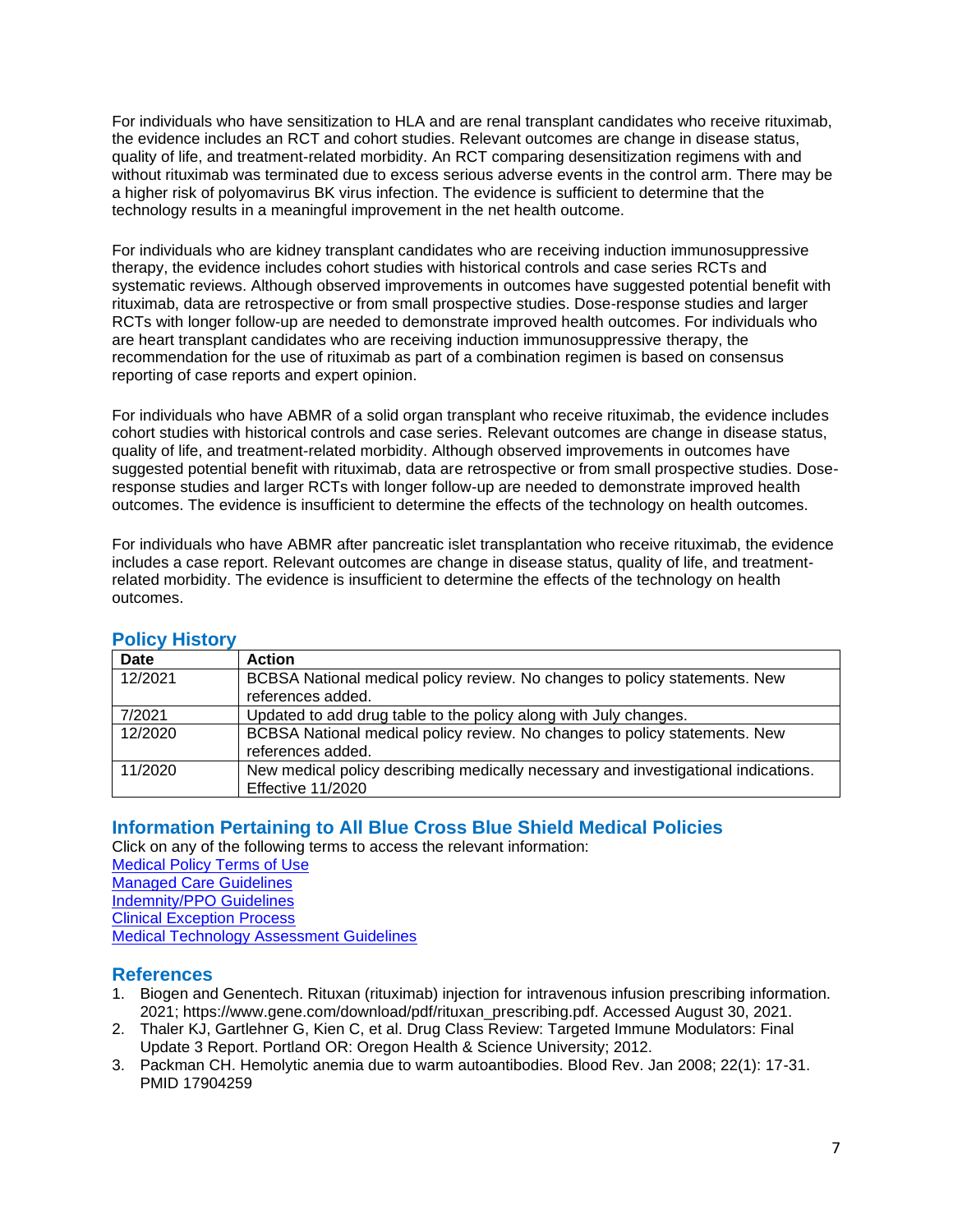For individuals who have sensitization to HLA and are renal transplant candidates who receive rituximab, the evidence includes an RCT and cohort studies. Relevant outcomes are change in disease status, quality of life, and treatment-related morbidity. An RCT comparing desensitization regimens with and without rituximab was terminated due to excess serious adverse events in the control arm. There may be a higher risk of polyomavirus BK virus infection. The evidence is sufficient to determine that the technology results in a meaningful improvement in the net health outcome.

For individuals who are kidney transplant candidates who are receiving induction immunosuppressive therapy, the evidence includes cohort studies with historical controls and case series RCTs and systematic reviews. Although observed improvements in outcomes have suggested potential benefit with rituximab, data are retrospective or from small prospective studies. Dose-response studies and larger RCTs with longer follow-up are needed to demonstrate improved health outcomes. For individuals who are heart transplant candidates who are receiving induction immunosuppressive therapy, the recommendation for the use of rituximab as part of a combination regimen is based on consensus reporting of case reports and expert opinion.

For individuals who have ABMR of a solid organ transplant who receive rituximab, the evidence includes cohort studies with historical controls and case series. Relevant outcomes are change in disease status, quality of life, and treatment-related morbidity. Although observed improvements in outcomes have suggested potential benefit with rituximab, data are retrospective or from small prospective studies. Dose-response studies and larger RCTs with longer follow-up are needed to demonstrate improved health outcomes. The evidence is insufficient to determine the effects of the technology on health outcomes.

For individuals who have ABMR after pancreatic islet transplantation who receive rituximab, the evidence includes a case report. Relevant outcomes are change in disease status, quality of life, and treatment-related morbidity. The evidence is insufficient to determine the effects of the technology on health outcomes.

## Policy History

| Date | Action |
|---|---|
| 12/2021 | BCBSA National medical policy review. No changes to policy statements. New references added. |
| 7/2021 | Updated to add drug table to the policy along with July changes. |
| 12/2020 | BCBSA National medical policy review. No changes to policy statements. New references added. |
| 11/2020 | New medical policy describing medically necessary and investigational indications. Effective 11/2020 |

## Information Pertaining to All Blue Cross Blue Shield Medical Policies

Click on any of the following terms to access the relevant information:

Medical Policy Terms of Use
Managed Care Guidelines
Indemnity/PPO Guidelines
Clinical Exception Process
Medical Technology Assessment Guidelines

## References

1. Biogen and Genentech. Rituxan (rituximab) injection for intravenous infusion prescribing information. 2021; https://www.gene.com/download/pdf/rituxan_prescribing.pdf. Accessed August 30, 2021.
2. Thaler KJ, Gartlehner G, Kien C, et al. Drug Class Review: Targeted Immune Modulators: Final Update 3 Report. Portland OR: Oregon Health & Science University; 2012.
3. Packman CH. Hemolytic anemia due to warm autoantibodies. Blood Rev. Jan 2008; 22(1): 17-31. PMID 17904259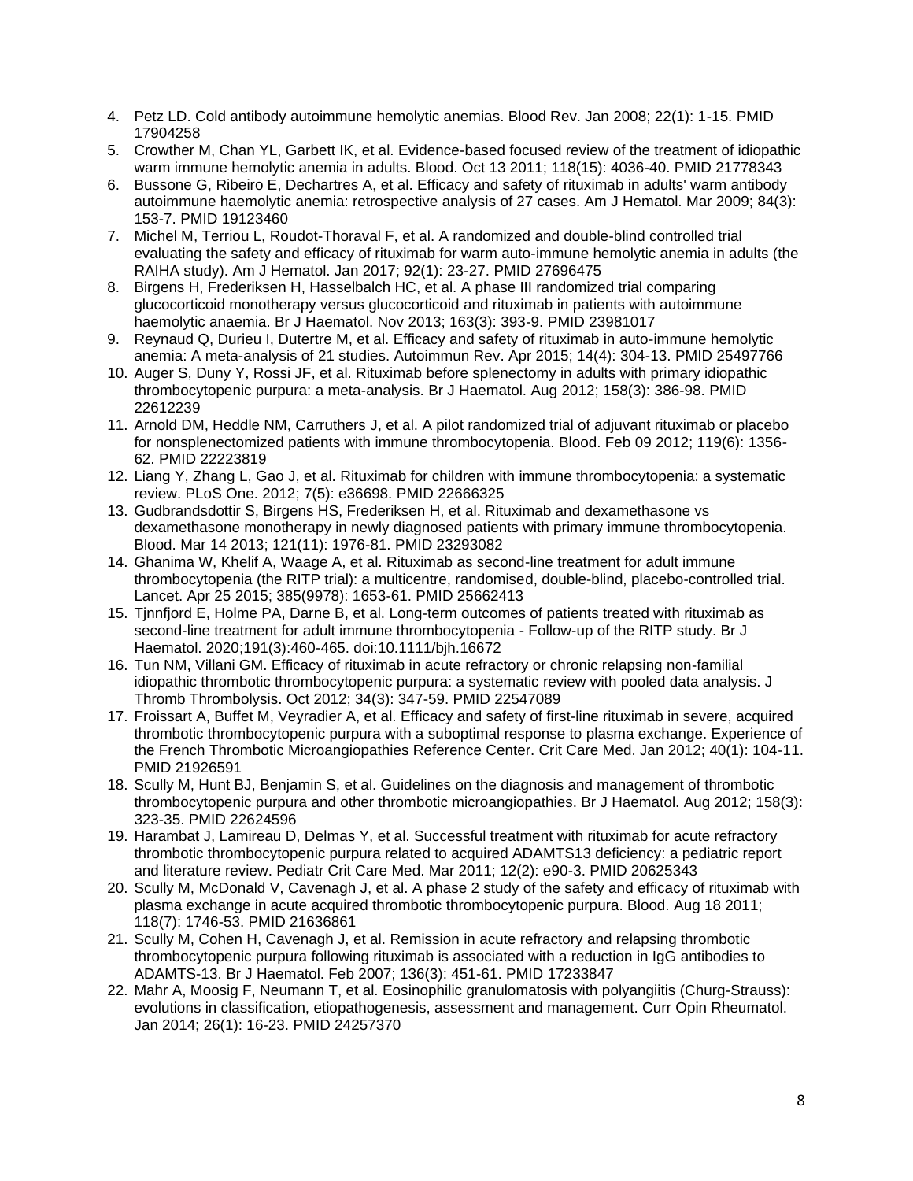4. Petz LD. Cold antibody autoimmune hemolytic anemias. Blood Rev. Jan 2008; 22(1): 1-15. PMID 17904258
5. Crowther M, Chan YL, Garbett IK, et al. Evidence-based focused review of the treatment of idiopathic warm immune hemolytic anemia in adults. Blood. Oct 13 2011; 118(15): 4036-40. PMID 21778343
6. Bussone G, Ribeiro E, Dechartres A, et al. Efficacy and safety of rituximab in adults' warm antibody autoimmune haemolytic anemia: retrospective analysis of 27 cases. Am J Hematol. Mar 2009; 84(3): 153-7. PMID 19123460
7. Michel M, Terriou L, Roudot-Thoraval F, et al. A randomized and double-blind controlled trial evaluating the safety and efficacy of rituximab for warm auto-immune hemolytic anemia in adults (the RAIHA study). Am J Hematol. Jan 2017; 92(1): 23-27. PMID 27696475
8. Birgens H, Frederiksen H, Hasselbalch HC, et al. A phase III randomized trial comparing glucocorticoid monotherapy versus glucocorticoid and rituximab in patients with autoimmune haemolytic anaemia. Br J Haematol. Nov 2013; 163(3): 393-9. PMID 23981017
9. Reynaud Q, Durieu I, Dutertre M, et al. Efficacy and safety of rituximab in auto-immune hemolytic anemia: A meta-analysis of 21 studies. Autoimmun Rev. Apr 2015; 14(4): 304-13. PMID 25497766
10. Auger S, Duny Y, Rossi JF, et al. Rituximab before splenectomy in adults with primary idiopathic thrombocytopenic purpura: a meta-analysis. Br J Haematol. Aug 2012; 158(3): 386-98. PMID 22612239
11. Arnold DM, Heddle NM, Carruthers J, et al. A pilot randomized trial of adjuvant rituximab or placebo for nonsplenectomized patients with immune thrombocytopenia. Blood. Feb 09 2012; 119(6): 1356-62. PMID 22223819
12. Liang Y, Zhang L, Gao J, et al. Rituximab for children with immune thrombocytopenia: a systematic review. PLoS One. 2012; 7(5): e36698. PMID 22666325
13. Gudbrandsdottir S, Birgens HS, Frederiksen H, et al. Rituximab and dexamethasone vs dexamethasone monotherapy in newly diagnosed patients with primary immune thrombocytopenia. Blood. Mar 14 2013; 121(11): 1976-81. PMID 23293082
14. Ghanima W, Khelif A, Waage A, et al. Rituximab as second-line treatment for adult immune thrombocytopenia (the RITP trial): a multicentre, randomised, double-blind, placebo-controlled trial. Lancet. Apr 25 2015; 385(9978): 1653-61. PMID 25662413
15. Tjnnfjord E, Holme PA, Darne B, et al. Long-term outcomes of patients treated with rituximab as second-line treatment for adult immune thrombocytopenia - Follow-up of the RITP study. Br J Haematol. 2020;191(3):460-465. doi:10.1111/bjh.16672
16. Tun NM, Villani GM. Efficacy of rituximab in acute refractory or chronic relapsing non-familial idiopathic thrombotic thrombocytopenic purpura: a systematic review with pooled data analysis. J Thromb Thrombolysis. Oct 2012; 34(3): 347-59. PMID 22547089
17. Froissart A, Buffet M, Veyradier A, et al. Efficacy and safety of first-line rituximab in severe, acquired thrombotic thrombocytopenic purpura with a suboptimal response to plasma exchange. Experience of the French Thrombotic Microangiopathies Reference Center. Crit Care Med. Jan 2012; 40(1): 104-11. PMID 21926591
18. Scully M, Hunt BJ, Benjamin S, et al. Guidelines on the diagnosis and management of thrombotic thrombocytopenic purpura and other thrombotic microangiopathies. Br J Haematol. Aug 2012; 158(3): 323-35. PMID 22624596
19. Harambat J, Lamireau D, Delmas Y, et al. Successful treatment with rituximab for acute refractory thrombotic thrombocytopenic purpura related to acquired ADAMTS13 deficiency: a pediatric report and literature review. Pediatr Crit Care Med. Mar 2011; 12(2): e90-3. PMID 20625343
20. Scully M, McDonald V, Cavenagh J, et al. A phase 2 study of the safety and efficacy of rituximab with plasma exchange in acute acquired thrombotic thrombocytopenic purpura. Blood. Aug 18 2011; 118(7): 1746-53. PMID 21636861
21. Scully M, Cohen H, Cavenagh J, et al. Remission in acute refractory and relapsing thrombotic thrombocytopenic purpura following rituximab is associated with a reduction in IgG antibodies to ADAMTS-13. Br J Haematol. Feb 2007; 136(3): 451-61. PMID 17233847
22. Mahr A, Moosig F, Neumann T, et al. Eosinophilic granulomatosis with polyangiitis (Churg-Strauss): evolutions in classification, etiopathogenesis, assessment and management. Curr Opin Rheumatol. Jan 2014; 26(1): 16-23. PMID 24257370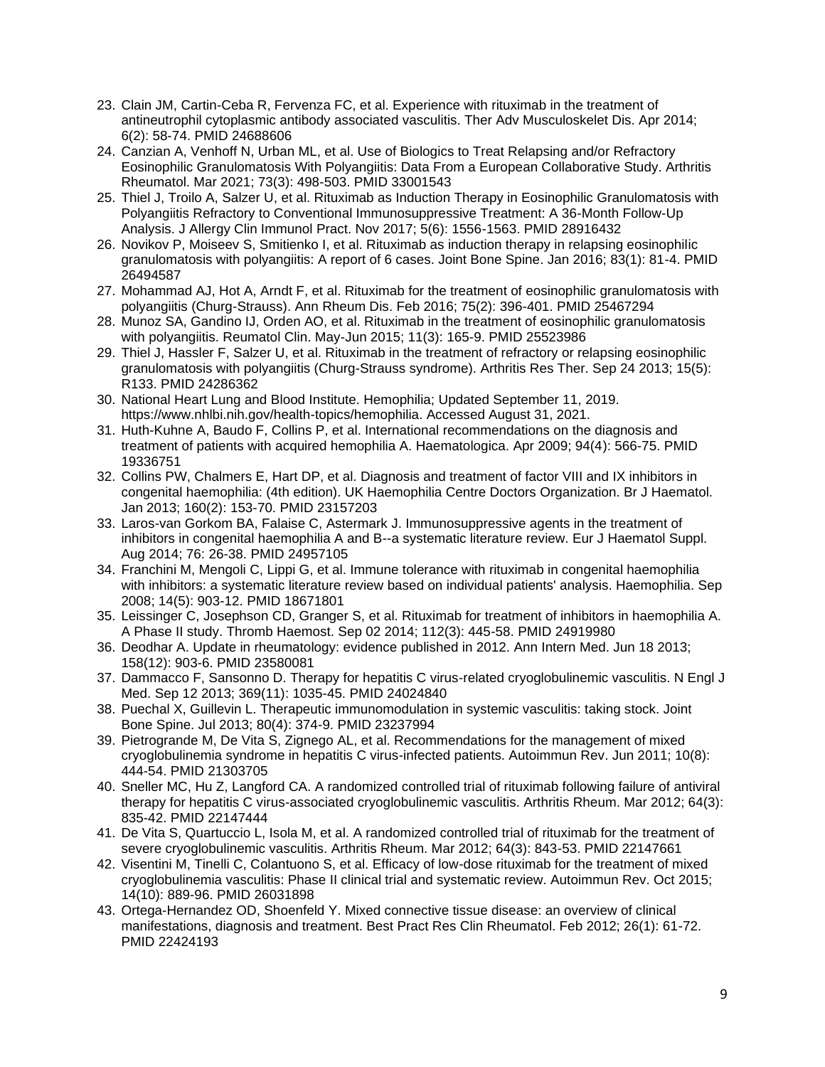23. Clain JM, Cartin-Ceba R, Fervenza FC, et al. Experience with rituximab in the treatment of antineutrophil cytoplasmic antibody associated vasculitis. Ther Adv Musculoskelet Dis. Apr 2014; 6(2): 58-74. PMID 24688606
24. Canzian A, Venhoff N, Urban ML, et al. Use of Biologics to Treat Relapsing and/or Refractory Eosinophilic Granulomatosis With Polyangiitis: Data From a European Collaborative Study. Arthritis Rheumatol. Mar 2021; 73(3): 498-503. PMID 33001543
25. Thiel J, Troilo A, Salzer U, et al. Rituximab as Induction Therapy in Eosinophilic Granulomatosis with Polyangiitis Refractory to Conventional Immunosuppressive Treatment: A 36-Month Follow-Up Analysis. J Allergy Clin Immunol Pract. Nov 2017; 5(6): 1556-1563. PMID 28916432
26. Novikov P, Moiseev S, Smitienko I, et al. Rituximab as induction therapy in relapsing eosinophilic granulomatosis with polyangiitis: A report of 6 cases. Joint Bone Spine. Jan 2016; 83(1): 81-4. PMID 26494587
27. Mohammad AJ, Hot A, Arndt F, et al. Rituximab for the treatment of eosinophilic granulomatosis with polyangiitis (Churg-Strauss). Ann Rheum Dis. Feb 2016; 75(2): 396-401. PMID 25467294
28. Munoz SA, Gandino IJ, Orden AO, et al. Rituximab in the treatment of eosinophilic granulomatosis with polyangiitis. Reumatol Clin. May-Jun 2015; 11(3): 165-9. PMID 25523986
29. Thiel J, Hassler F, Salzer U, et al. Rituximab in the treatment of refractory or relapsing eosinophilic granulomatosis with polyangiitis (Churg-Strauss syndrome). Arthritis Res Ther. Sep 24 2013; 15(5): R133. PMID 24286362
30. National Heart Lung and Blood Institute. Hemophilia; Updated September 11, 2019. https://www.nhlbi.nih.gov/health-topics/hemophilia. Accessed August 31, 2021.
31. Huth-Kuhne A, Baudo F, Collins P, et al. International recommendations on the diagnosis and treatment of patients with acquired hemophilia A. Haematologica. Apr 2009; 94(4): 566-75. PMID 19336751
32. Collins PW, Chalmers E, Hart DP, et al. Diagnosis and treatment of factor VIII and IX inhibitors in congenital haemophilia: (4th edition). UK Haemophilia Centre Doctors Organization. Br J Haematol. Jan 2013; 160(2): 153-70. PMID 23157203
33. Laros-van Gorkom BA, Falaise C, Astermark J. Immunosuppressive agents in the treatment of inhibitors in congenital haemophilia A and B--a systematic literature review. Eur J Haematol Suppl. Aug 2014; 76: 26-38. PMID 24957105
34. Franchini M, Mengoli C, Lippi G, et al. Immune tolerance with rituximab in congenital haemophilia with inhibitors: a systematic literature review based on individual patients' analysis. Haemophilia. Sep 2008; 14(5): 903-12. PMID 18671801
35. Leissinger C, Josephson CD, Granger S, et al. Rituximab for treatment of inhibitors in haemophilia A. A Phase II study. Thromb Haemost. Sep 02 2014; 112(3): 445-58. PMID 24919980
36. Deodhar A. Update in rheumatology: evidence published in 2012. Ann Intern Med. Jun 18 2013; 158(12): 903-6. PMID 23580081
37. Dammacco F, Sansonno D. Therapy for hepatitis C virus-related cryoglobulinemic vasculitis. N Engl J Med. Sep 12 2013; 369(11): 1035-45. PMID 24024840
38. Puechal X, Guillevin L. Therapeutic immunomodulation in systemic vasculitis: taking stock. Joint Bone Spine. Jul 2013; 80(4): 374-9. PMID 23237994
39. Pietrogrande M, De Vita S, Zignego AL, et al. Recommendations for the management of mixed cryoglobulinemia syndrome in hepatitis C virus-infected patients. Autoimmun Rev. Jun 2011; 10(8): 444-54. PMID 21303705
40. Sneller MC, Hu Z, Langford CA. A randomized controlled trial of rituximab following failure of antiviral therapy for hepatitis C virus-associated cryoglobulinemic vasculitis. Arthritis Rheum. Mar 2012; 64(3): 835-42. PMID 22147444
41. De Vita S, Quartuccio L, Isola M, et al. A randomized controlled trial of rituximab for the treatment of severe cryoglobulinemic vasculitis. Arthritis Rheum. Mar 2012; 64(3): 843-53. PMID 22147661
42. Visentini M, Tinelli C, Colantuono S, et al. Efficacy of low-dose rituximab for the treatment of mixed cryoglobulinemia vasculitis: Phase II clinical trial and systematic review. Autoimmun Rev. Oct 2015; 14(10): 889-96. PMID 26031898
43. Ortega-Hernandez OD, Shoenfeld Y. Mixed connective tissue disease: an overview of clinical manifestations, diagnosis and treatment. Best Pract Res Clin Rheumatol. Feb 2012; 26(1): 61-72. PMID 22424193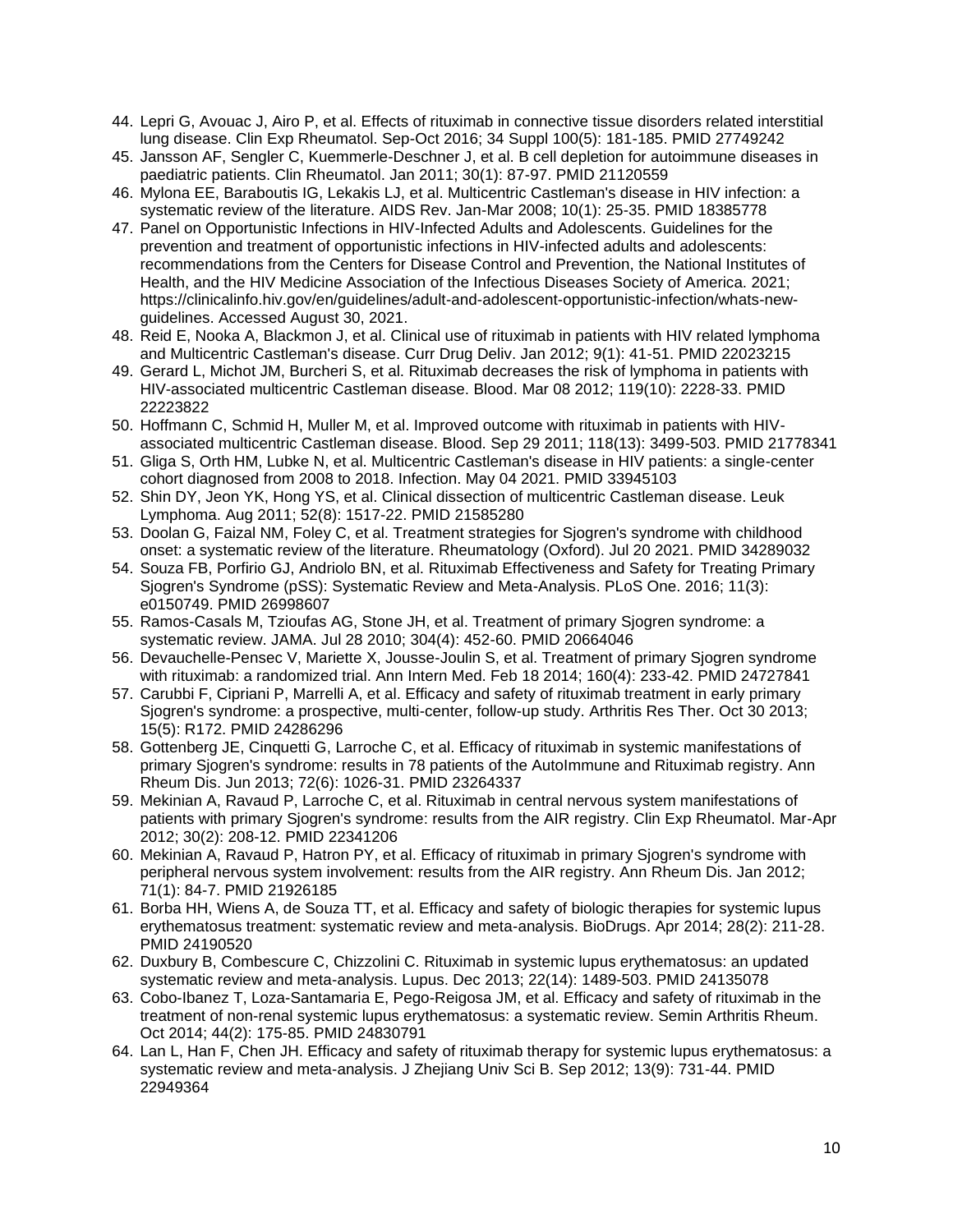44. Lepri G, Avouac J, Airo P, et al. Effects of rituximab in connective tissue disorders related interstitial lung disease. Clin Exp Rheumatol. Sep-Oct 2016; 34 Suppl 100(5): 181-185. PMID 27749242
45. Jansson AF, Sengler C, Kuemmerle-Deschner J, et al. B cell depletion for autoimmune diseases in paediatric patients. Clin Rheumatol. Jan 2011; 30(1): 87-97. PMID 21120559
46. Mylona EE, Baraboutis IG, Lekakis LJ, et al. Multicentric Castleman's disease in HIV infection: a systematic review of the literature. AIDS Rev. Jan-Mar 2008; 10(1): 25-35. PMID 18385778
47. Panel on Opportunistic Infections in HIV-Infected Adults and Adolescents. Guidelines for the prevention and treatment of opportunistic infections in HIV-infected adults and adolescents: recommendations from the Centers for Disease Control and Prevention, the National Institutes of Health, and the HIV Medicine Association of the Infectious Diseases Society of America. 2021; https://clinicalinfo.hiv.gov/en/guidelines/adult-and-adolescent-opportunistic-infection/whats-new-guidelines. Accessed August 30, 2021.
48. Reid E, Nooka A, Blackmon J, et al. Clinical use of rituximab in patients with HIV related lymphoma and Multicentric Castleman's disease. Curr Drug Deliv. Jan 2012; 9(1): 41-51. PMID 22023215
49. Gerard L, Michot JM, Burcheri S, et al. Rituximab decreases the risk of lymphoma in patients with HIV-associated multicentric Castleman disease. Blood. Mar 08 2012; 119(10): 2228-33. PMID 22223822
50. Hoffmann C, Schmid H, Muller M, et al. Improved outcome with rituximab in patients with HIV-associated multicentric Castleman disease. Blood. Sep 29 2011; 118(13): 3499-503. PMID 21778341
51. Gliga S, Orth HM, Lubke N, et al. Multicentric Castleman's disease in HIV patients: a single-center cohort diagnosed from 2008 to 2018. Infection. May 04 2021. PMID 33945103
52. Shin DY, Jeon YK, Hong YS, et al. Clinical dissection of multicentric Castleman disease. Leuk Lymphoma. Aug 2011; 52(8): 1517-22. PMID 21585280
53. Doolan G, Faizal NM, Foley C, et al. Treatment strategies for Sjogren's syndrome with childhood onset: a systematic review of the literature. Rheumatology (Oxford). Jul 20 2021. PMID 34289032
54. Souza FB, Porfirio GJ, Andriolo BN, et al. Rituximab Effectiveness and Safety for Treating Primary Sjogren's Syndrome (pSS): Systematic Review and Meta-Analysis. PLoS One. 2016; 11(3): e0150749. PMID 26998607
55. Ramos-Casals M, Tzioufas AG, Stone JH, et al. Treatment of primary Sjogren syndrome: a systematic review. JAMA. Jul 28 2010; 304(4): 452-60. PMID 20664046
56. Devauchelle-Pensec V, Mariette X, Jousse-Joulin S, et al. Treatment of primary Sjogren syndrome with rituximab: a randomized trial. Ann Intern Med. Feb 18 2014; 160(4): 233-42. PMID 24727841
57. Carubbi F, Cipriani P, Marrelli A, et al. Efficacy and safety of rituximab treatment in early primary Sjogren's syndrome: a prospective, multi-center, follow-up study. Arthritis Res Ther. Oct 30 2013; 15(5): R172. PMID 24286296
58. Gottenberg JE, Cinquetti G, Larroche C, et al. Efficacy of rituximab in systemic manifestations of primary Sjogren's syndrome: results in 78 patients of the AutoImmune and Rituximab registry. Ann Rheum Dis. Jun 2013; 72(6): 1026-31. PMID 23264337
59. Mekinian A, Ravaud P, Larroche C, et al. Rituximab in central nervous system manifestations of patients with primary Sjogren's syndrome: results from the AIR registry. Clin Exp Rheumatol. Mar-Apr 2012; 30(2): 208-12. PMID 22341206
60. Mekinian A, Ravaud P, Hatron PY, et al. Efficacy of rituximab in primary Sjogren's syndrome with peripheral nervous system involvement: results from the AIR registry. Ann Rheum Dis. Jan 2012; 71(1): 84-7. PMID 21926185
61. Borba HH, Wiens A, de Souza TT, et al. Efficacy and safety of biologic therapies for systemic lupus erythematosus treatment: systematic review and meta-analysis. BioDrugs. Apr 2014; 28(2): 211-28. PMID 24190520
62. Duxbury B, Combescure C, Chizzolini C. Rituximab in systemic lupus erythematosus: an updated systematic review and meta-analysis. Lupus. Dec 2013; 22(14): 1489-503. PMID 24135078
63. Cobo-Ibanez T, Loza-Santamaria E, Pego-Reigosa JM, et al. Efficacy and safety of rituximab in the treatment of non-renal systemic lupus erythematosus: a systematic review. Semin Arthritis Rheum. Oct 2014; 44(2): 175-85. PMID 24830791
64. Lan L, Han F, Chen JH. Efficacy and safety of rituximab therapy for systemic lupus erythematosus: a systematic review and meta-analysis. J Zhejiang Univ Sci B. Sep 2012; 13(9): 731-44. PMID 22949364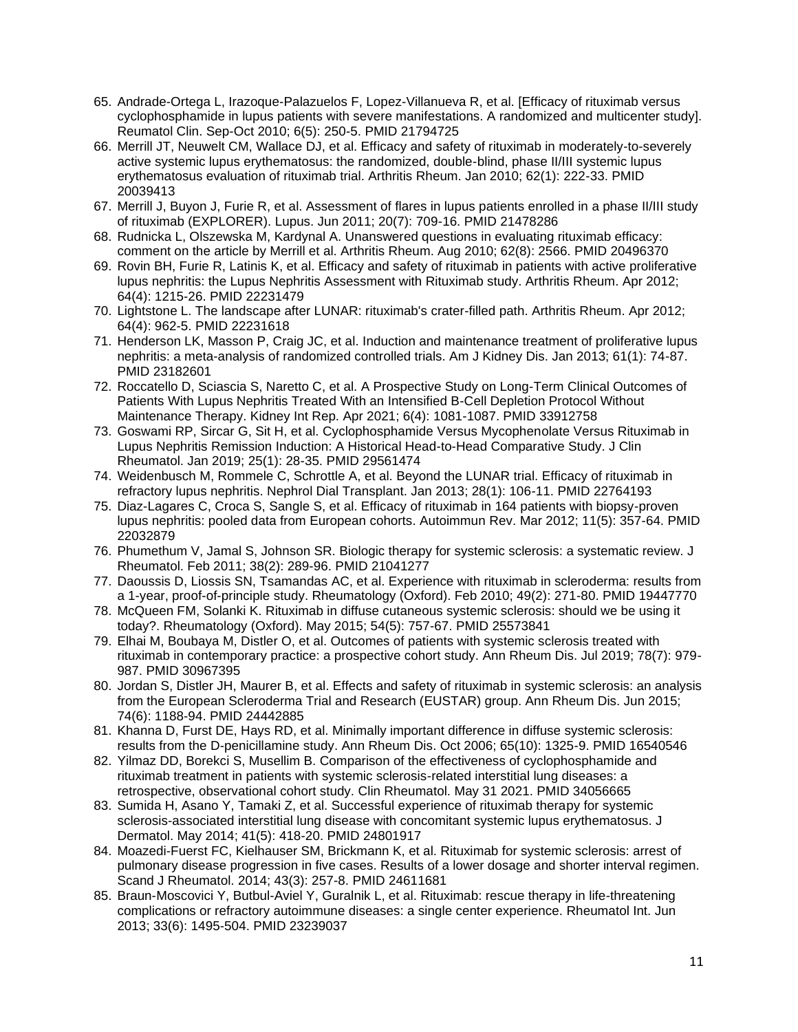65. Andrade-Ortega L, Irazoque-Palazuelos F, Lopez-Villanueva R, et al. [Efficacy of rituximab versus cyclophosphamide in lupus patients with severe manifestations. A randomized and multicenter study]. Reumatol Clin. Sep-Oct 2010; 6(5): 250-5. PMID 21794725
66. Merrill JT, Neuwelt CM, Wallace DJ, et al. Efficacy and safety of rituximab in moderately-to-severely active systemic lupus erythematosus: the randomized, double-blind, phase II/III systemic lupus erythematosus evaluation of rituximab trial. Arthritis Rheum. Jan 2010; 62(1): 222-33. PMID 20039413
67. Merrill J, Buyon J, Furie R, et al. Assessment of flares in lupus patients enrolled in a phase II/III study of rituximab (EXPLORER). Lupus. Jun 2011; 20(7): 709-16. PMID 21478286
68. Rudnicka L, Olszewska M, Kardynal A. Unanswered questions in evaluating rituximab efficacy: comment on the article by Merrill et al. Arthritis Rheum. Aug 2010; 62(8): 2566. PMID 20496370
69. Rovin BH, Furie R, Latinis K, et al. Efficacy and safety of rituximab in patients with active proliferative lupus nephritis: the Lupus Nephritis Assessment with Rituximab study. Arthritis Rheum. Apr 2012; 64(4): 1215-26. PMID 22231479
70. Lightstone L. The landscape after LUNAR: rituximab's crater-filled path. Arthritis Rheum. Apr 2012; 64(4): 962-5. PMID 22231618
71. Henderson LK, Masson P, Craig JC, et al. Induction and maintenance treatment of proliferative lupus nephritis: a meta-analysis of randomized controlled trials. Am J Kidney Dis. Jan 2013; 61(1): 74-87. PMID 23182601
72. Roccatello D, Sciascia S, Naretto C, et al. A Prospective Study on Long-Term Clinical Outcomes of Patients With Lupus Nephritis Treated With an Intensified B-Cell Depletion Protocol Without Maintenance Therapy. Kidney Int Rep. Apr 2021; 6(4): 1081-1087. PMID 33912758
73. Goswami RP, Sircar G, Sit H, et al. Cyclophosphamide Versus Mycophenolate Versus Rituximab in Lupus Nephritis Remission Induction: A Historical Head-to-Head Comparative Study. J Clin Rheumatol. Jan 2019; 25(1): 28-35. PMID 29561474
74. Weidenbusch M, Rommele C, Schrottle A, et al. Beyond the LUNAR trial. Efficacy of rituximab in refractory lupus nephritis. Nephrol Dial Transplant. Jan 2013; 28(1): 106-11. PMID 22764193
75. Diaz-Lagares C, Croca S, Sangle S, et al. Efficacy of rituximab in 164 patients with biopsy-proven lupus nephritis: pooled data from European cohorts. Autoimmun Rev. Mar 2012; 11(5): 357-64. PMID 22032879
76. Phumethum V, Jamal S, Johnson SR. Biologic therapy for systemic sclerosis: a systematic review. J Rheumatol. Feb 2011; 38(2): 289-96. PMID 21041277
77. Daoussis D, Liossis SN, Tsamandas AC, et al. Experience with rituximab in scleroderma: results from a 1-year, proof-of-principle study. Rheumatology (Oxford). Feb 2010; 49(2): 271-80. PMID 19447770
78. McQueen FM, Solanki K. Rituximab in diffuse cutaneous systemic sclerosis: should we be using it today?. Rheumatology (Oxford). May 2015; 54(5): 757-67. PMID 25573841
79. Elhai M, Boubaya M, Distler O, et al. Outcomes of patients with systemic sclerosis treated with rituximab in contemporary practice: a prospective cohort study. Ann Rheum Dis. Jul 2019; 78(7): 979-987. PMID 30967395
80. Jordan S, Distler JH, Maurer B, et al. Effects and safety of rituximab in systemic sclerosis: an analysis from the European Scleroderma Trial and Research (EUSTAR) group. Ann Rheum Dis. Jun 2015; 74(6): 1188-94. PMID 24442885
81. Khanna D, Furst DE, Hays RD, et al. Minimally important difference in diffuse systemic sclerosis: results from the D-penicillamine study. Ann Rheum Dis. Oct 2006; 65(10): 1325-9. PMID 16540546
82. Yilmaz DD, Borekci S, Musellim B. Comparison of the effectiveness of cyclophosphamide and rituximab treatment in patients with systemic sclerosis-related interstitial lung diseases: a retrospective, observational cohort study. Clin Rheumatol. May 31 2021. PMID 34056665
83. Sumida H, Asano Y, Tamaki Z, et al. Successful experience of rituximab therapy for systemic sclerosis-associated interstitial lung disease with concomitant systemic lupus erythematosus. J Dermatol. May 2014; 41(5): 418-20. PMID 24801917
84. Moazedi-Fuerst FC, Kielhauser SM, Brickmann K, et al. Rituximab for systemic sclerosis: arrest of pulmonary disease progression in five cases. Results of a lower dosage and shorter interval regimen. Scand J Rheumatol. 2014; 43(3): 257-8. PMID 24611681
85. Braun-Moscovici Y, Butbul-Aviel Y, Guralnik L, et al. Rituximab: rescue therapy in life-threatening complications or refractory autoimmune diseases: a single center experience. Rheumatol Int. Jun 2013; 33(6): 1495-504. PMID 23239037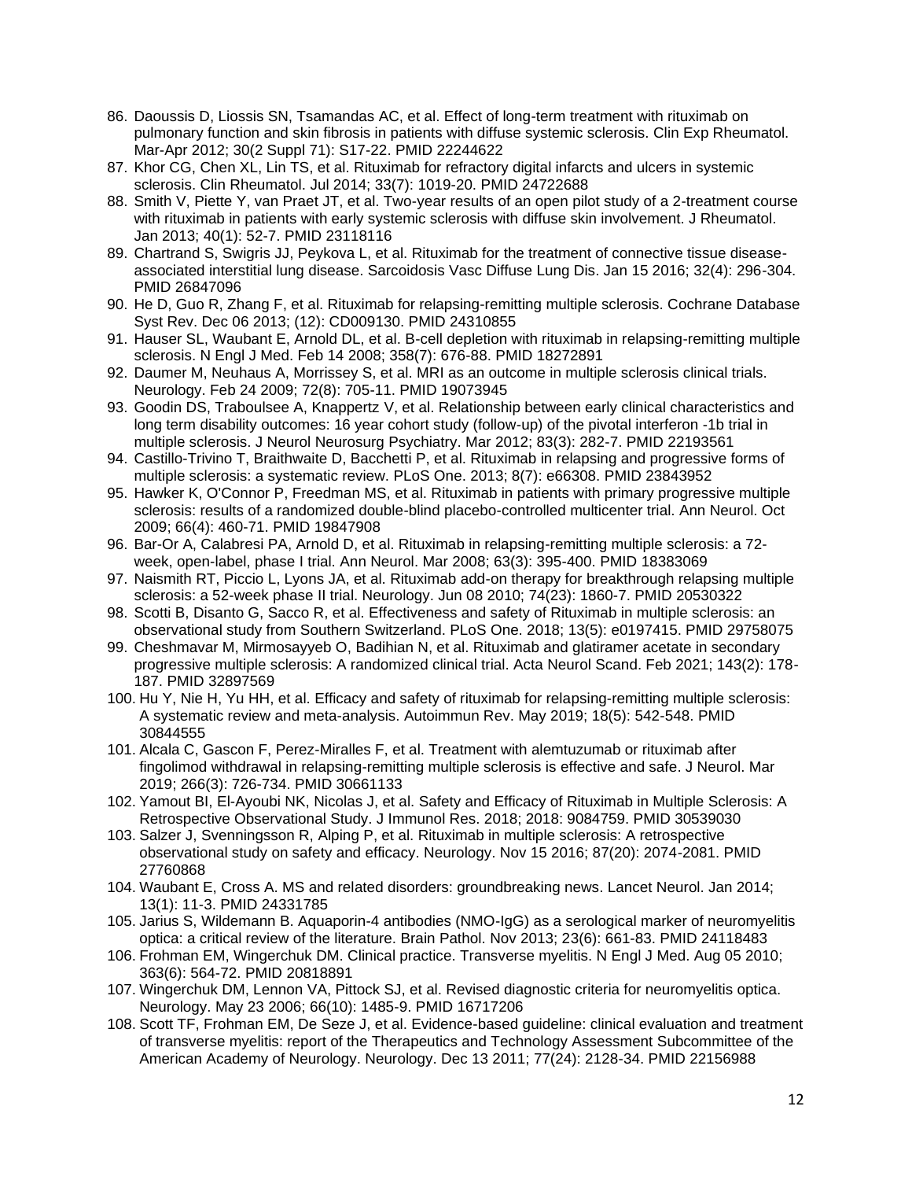86. Daoussis D, Liossis SN, Tsamandas AC, et al. Effect of long-term treatment with rituximab on pulmonary function and skin fibrosis in patients with diffuse systemic sclerosis. Clin Exp Rheumatol. Mar-Apr 2012; 30(2 Suppl 71): S17-22. PMID 22244622
87. Khor CG, Chen XL, Lin TS, et al. Rituximab for refractory digital infarcts and ulcers in systemic sclerosis. Clin Rheumatol. Jul 2014; 33(7): 1019-20. PMID 24722688
88. Smith V, Piette Y, van Praet JT, et al. Two-year results of an open pilot study of a 2-treatment course with rituximab in patients with early systemic sclerosis with diffuse skin involvement. J Rheumatol. Jan 2013; 40(1): 52-7. PMID 23118116
89. Chartrand S, Swigris JJ, Peykova L, et al. Rituximab for the treatment of connective tissue disease-associated interstitial lung disease. Sarcoidosis Vasc Diffuse Lung Dis. Jan 15 2016; 32(4): 296-304. PMID 26847096
90. He D, Guo R, Zhang F, et al. Rituximab for relapsing-remitting multiple sclerosis. Cochrane Database Syst Rev. Dec 06 2013; (12): CD009130. PMID 24310855
91. Hauser SL, Waubant E, Arnold DL, et al. B-cell depletion with rituximab in relapsing-remitting multiple sclerosis. N Engl J Med. Feb 14 2008; 358(7): 676-88. PMID 18272891
92. Daumer M, Neuhaus A, Morrissey S, et al. MRI as an outcome in multiple sclerosis clinical trials. Neurology. Feb 24 2009; 72(8): 705-11. PMID 19073945
93. Goodin DS, Traboulsee A, Knappertz V, et al. Relationship between early clinical characteristics and long term disability outcomes: 16 year cohort study (follow-up) of the pivotal interferon -1b trial in multiple sclerosis. J Neurol Neurosurg Psychiatry. Mar 2012; 83(3): 282-7. PMID 22193561
94. Castillo-Trivino T, Braithwaite D, Bacchetti P, et al. Rituximab in relapsing and progressive forms of multiple sclerosis: a systematic review. PLoS One. 2013; 8(7): e66308. PMID 23843952
95. Hawker K, O'Connor P, Freedman MS, et al. Rituximab in patients with primary progressive multiple sclerosis: results of a randomized double-blind placebo-controlled multicenter trial. Ann Neurol. Oct 2009; 66(4): 460-71. PMID 19847908
96. Bar-Or A, Calabresi PA, Arnold D, et al. Rituximab in relapsing-remitting multiple sclerosis: a 72-week, open-label, phase I trial. Ann Neurol. Mar 2008; 63(3): 395-400. PMID 18383069
97. Naismith RT, Piccio L, Lyons JA, et al. Rituximab add-on therapy for breakthrough relapsing multiple sclerosis: a 52-week phase II trial. Neurology. Jun 08 2010; 74(23): 1860-7. PMID 20530322
98. Scotti B, Disanto G, Sacco R, et al. Effectiveness and safety of Rituximab in multiple sclerosis: an observational study from Southern Switzerland. PLoS One. 2018; 13(5): e0197415. PMID 29758075
99. Cheshmavar M, Mirmosayyeb O, Badihian N, et al. Rituximab and glatiramer acetate in secondary progressive multiple sclerosis: A randomized clinical trial. Acta Neurol Scand. Feb 2021; 143(2): 178-187. PMID 32897569
100. Hu Y, Nie H, Yu HH, et al. Efficacy and safety of rituximab for relapsing-remitting multiple sclerosis: A systematic review and meta-analysis. Autoimmun Rev. May 2019; 18(5): 542-548. PMID 30844555
101. Alcala C, Gascon F, Perez-Miralles F, et al. Treatment with alemtuzumab or rituximab after fingolimod withdrawal in relapsing-remitting multiple sclerosis is effective and safe. J Neurol. Mar 2019; 266(3): 726-734. PMID 30661133
102. Yamout BI, El-Ayoubi NK, Nicolas J, et al. Safety and Efficacy of Rituximab in Multiple Sclerosis: A Retrospective Observational Study. J Immunol Res. 2018; 2018: 9084759. PMID 30539030
103. Salzer J, Svenningsson R, Alping P, et al. Rituximab in multiple sclerosis: A retrospective observational study on safety and efficacy. Neurology. Nov 15 2016; 87(20): 2074-2081. PMID 27760868
104. Waubant E, Cross A. MS and related disorders: groundbreaking news. Lancet Neurol. Jan 2014; 13(1): 11-3. PMID 24331785
105. Jarius S, Wildemann B. Aquaporin-4 antibodies (NMO-IgG) as a serological marker of neuromyelitis optica: a critical review of the literature. Brain Pathol. Nov 2013; 23(6): 661-83. PMID 24118483
106. Frohman EM, Wingerchuk DM. Clinical practice. Transverse myelitis. N Engl J Med. Aug 05 2010; 363(6): 564-72. PMID 20818891
107. Wingerchuk DM, Lennon VA, Pittock SJ, et al. Revised diagnostic criteria for neuromyelitis optica. Neurology. May 23 2006; 66(10): 1485-9. PMID 16717206
108. Scott TF, Frohman EM, De Seze J, et al. Evidence-based guideline: clinical evaluation and treatment of transverse myelitis: report of the Therapeutics and Technology Assessment Subcommittee of the American Academy of Neurology. Neurology. Dec 13 2011; 77(24): 2128-34. PMID 22156988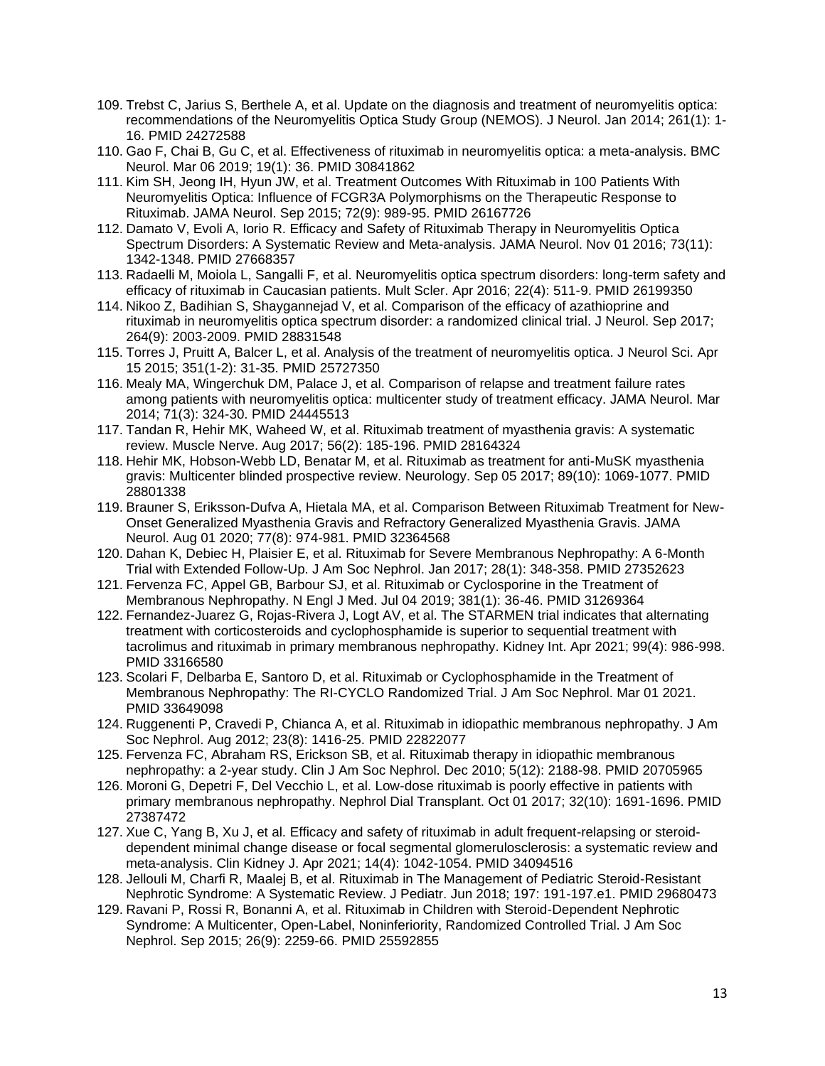109. Trebst C, Jarius S, Berthele A, et al. Update on the diagnosis and treatment of neuromyelitis optica: recommendations of the Neuromyelitis Optica Study Group (NEMOS). J Neurol. Jan 2014; 261(1): 1-16. PMID 24272588
110. Gao F, Chai B, Gu C, et al. Effectiveness of rituximab in neuromyelitis optica: a meta-analysis. BMC Neurol. Mar 06 2019; 19(1): 36. PMID 30841862
111. Kim SH, Jeong IH, Hyun JW, et al. Treatment Outcomes With Rituximab in 100 Patients With Neuromyelitis Optica: Influence of FCGR3A Polymorphisms on the Therapeutic Response to Rituximab. JAMA Neurol. Sep 2015; 72(9): 989-95. PMID 26167726
112. Damato V, Evoli A, Iorio R. Efficacy and Safety of Rituximab Therapy in Neuromyelitis Optica Spectrum Disorders: A Systematic Review and Meta-analysis. JAMA Neurol. Nov 01 2016; 73(11): 1342-1348. PMID 27668357
113. Radaelli M, Moiola L, Sangalli F, et al. Neuromyelitis optica spectrum disorders: long-term safety and efficacy of rituximab in Caucasian patients. Mult Scler. Apr 2016; 22(4): 511-9. PMID 26199350
114. Nikoo Z, Badihian S, Shaygannejad V, et al. Comparison of the efficacy of azathioprine and rituximab in neuromyelitis optica spectrum disorder: a randomized clinical trial. J Neurol. Sep 2017; 264(9): 2003-2009. PMID 28831548
115. Torres J, Pruitt A, Balcer L, et al. Analysis of the treatment of neuromyelitis optica. J Neurol Sci. Apr 15 2015; 351(1-2): 31-35. PMID 25727350
116. Mealy MA, Wingerchuk DM, Palace J, et al. Comparison of relapse and treatment failure rates among patients with neuromyelitis optica: multicenter study of treatment efficacy. JAMA Neurol. Mar 2014; 71(3): 324-30. PMID 24445513
117. Tandan R, Hehir MK, Waheed W, et al. Rituximab treatment of myasthenia gravis: A systematic review. Muscle Nerve. Aug 2017; 56(2): 185-196. PMID 28164324
118. Hehir MK, Hobson-Webb LD, Benatar M, et al. Rituximab as treatment for anti-MuSK myasthenia gravis: Multicenter blinded prospective review. Neurology. Sep 05 2017; 89(10): 1069-1077. PMID 28801338
119. Brauner S, Eriksson-Dufva A, Hietala MA, et al. Comparison Between Rituximab Treatment for New-Onset Generalized Myasthenia Gravis and Refractory Generalized Myasthenia Gravis. JAMA Neurol. Aug 01 2020; 77(8): 974-981. PMID 32364568
120. Dahan K, Debiec H, Plaisier E, et al. Rituximab for Severe Membranous Nephropathy: A 6-Month Trial with Extended Follow-Up. J Am Soc Nephrol. Jan 2017; 28(1): 348-358. PMID 27352623
121. Fervenza FC, Appel GB, Barbour SJ, et al. Rituximab or Cyclosporine in the Treatment of Membranous Nephropathy. N Engl J Med. Jul 04 2019; 381(1): 36-46. PMID 31269364
122. Fernandez-Juarez G, Rojas-Rivera J, Logt AV, et al. The STARMEN trial indicates that alternating treatment with corticosteroids and cyclophosphamide is superior to sequential treatment with tacrolimus and rituximab in primary membranous nephropathy. Kidney Int. Apr 2021; 99(4): 986-998. PMID 33166580
123. Scolari F, Delbarba E, Santoro D, et al. Rituximab or Cyclophosphamide in the Treatment of Membranous Nephropathy: The RI-CYCLO Randomized Trial. J Am Soc Nephrol. Mar 01 2021. PMID 33649098
124. Ruggenenti P, Cravedi P, Chianca A, et al. Rituximab in idiopathic membranous nephropathy. J Am Soc Nephrol. Aug 2012; 23(8): 1416-25. PMID 22822077
125. Fervenza FC, Abraham RS, Erickson SB, et al. Rituximab therapy in idiopathic membranous nephropathy: a 2-year study. Clin J Am Soc Nephrol. Dec 2010; 5(12): 2188-98. PMID 20705965
126. Moroni G, Depetri F, Del Vecchio L, et al. Low-dose rituximab is poorly effective in patients with primary membranous nephropathy. Nephrol Dial Transplant. Oct 01 2017; 32(10): 1691-1696. PMID 27387472
127. Xue C, Yang B, Xu J, et al. Efficacy and safety of rituximab in adult frequent-relapsing or steroid-dependent minimal change disease or focal segmental glomerulosclerosis: a systematic review and meta-analysis. Clin Kidney J. Apr 2021; 14(4): 1042-1054. PMID 34094516
128. Jellouli M, Charfi R, Maalej B, et al. Rituximab in The Management of Pediatric Steroid-Resistant Nephrotic Syndrome: A Systematic Review. J Pediatr. Jun 2018; 197: 191-197.e1. PMID 29680473
129. Ravani P, Rossi R, Bonanni A, et al. Rituximab in Children with Steroid-Dependent Nephrotic Syndrome: A Multicenter, Open-Label, Noninferiority, Randomized Controlled Trial. J Am Soc Nephrol. Sep 2015; 26(9): 2259-66. PMID 25592855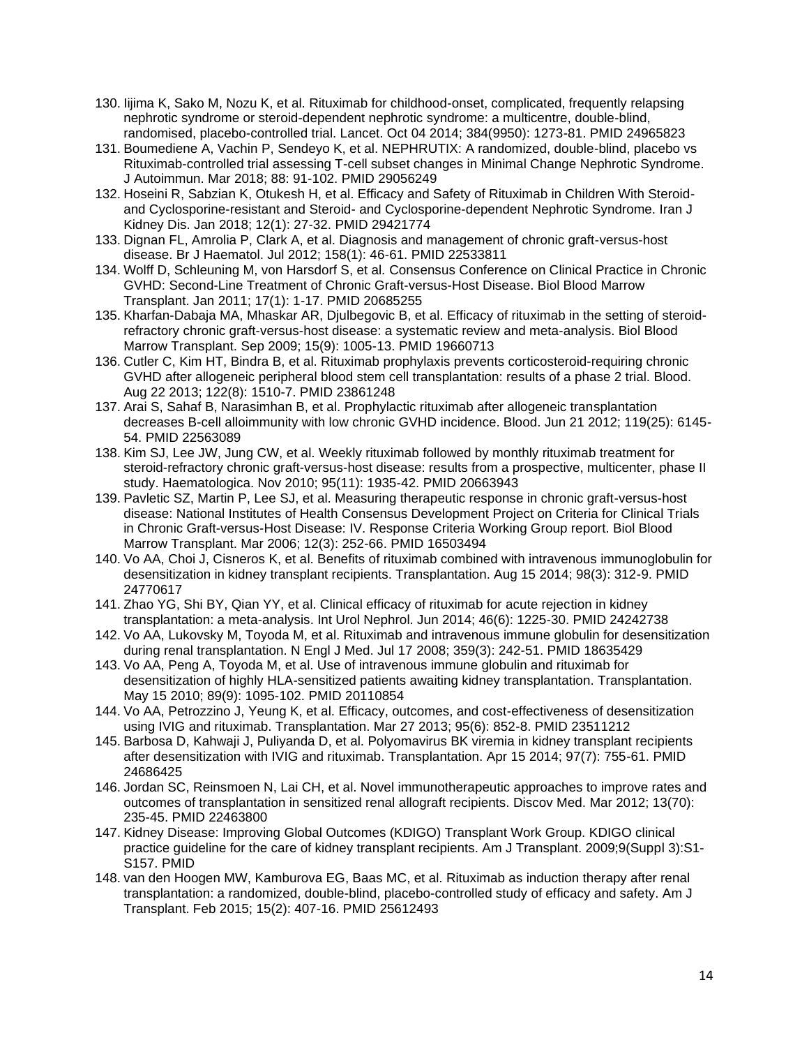130. Iijima K, Sako M, Nozu K, et al. Rituximab for childhood-onset, complicated, frequently relapsing nephrotic syndrome or steroid-dependent nephrotic syndrome: a multicentre, double-blind, randomised, placebo-controlled trial. Lancet. Oct 04 2014; 384(9950): 1273-81. PMID 24965823
131. Boumediene A, Vachin P, Sendeyo K, et al. NEPHRUTIX: A randomized, double-blind, placebo vs Rituximab-controlled trial assessing T-cell subset changes in Minimal Change Nephrotic Syndrome. J Autoimmun. Mar 2018; 88: 91-102. PMID 29056249
132. Hoseini R, Sabzian K, Otukesh H, et al. Efficacy and Safety of Rituximab in Children With Steroid- and Cyclosporine-resistant and Steroid- and Cyclosporine-dependent Nephrotic Syndrome. Iran J Kidney Dis. Jan 2018; 12(1): 27-32. PMID 29421774
133. Dignan FL, Amrolia P, Clark A, et al. Diagnosis and management of chronic graft-versus-host disease. Br J Haematol. Jul 2012; 158(1): 46-61. PMID 22533811
134. Wolff D, Schleuning M, von Harsdorf S, et al. Consensus Conference on Clinical Practice in Chronic GVHD: Second-Line Treatment of Chronic Graft-versus-Host Disease. Biol Blood Marrow Transplant. Jan 2011; 17(1): 1-17. PMID 20685255
135. Kharfan-Dabaja MA, Mhaskar AR, Djulbegovic B, et al. Efficacy of rituximab in the setting of steroid-refractory chronic graft-versus-host disease: a systematic review and meta-analysis. Biol Blood Marrow Transplant. Sep 2009; 15(9): 1005-13. PMID 19660713
136. Cutler C, Kim HT, Bindra B, et al. Rituximab prophylaxis prevents corticosteroid-requiring chronic GVHD after allogeneic peripheral blood stem cell transplantation: results of a phase 2 trial. Blood. Aug 22 2013; 122(8): 1510-7. PMID 23861248
137. Arai S, Sahaf B, Narasimhan B, et al. Prophylactic rituximab after allogeneic transplantation decreases B-cell alloimmunity with low chronic GVHD incidence. Blood. Jun 21 2012; 119(25): 6145-54. PMID 22563089
138. Kim SJ, Lee JW, Jung CW, et al. Weekly rituximab followed by monthly rituximab treatment for steroid-refractory chronic graft-versus-host disease: results from a prospective, multicenter, phase II study. Haematologica. Nov 2010; 95(11): 1935-42. PMID 20663943
139. Pavletic SZ, Martin P, Lee SJ, et al. Measuring therapeutic response in chronic graft-versus-host disease: National Institutes of Health Consensus Development Project on Criteria for Clinical Trials in Chronic Graft-versus-Host Disease: IV. Response Criteria Working Group report. Biol Blood Marrow Transplant. Mar 2006; 12(3): 252-66. PMID 16503494
140. Vo AA, Choi J, Cisneros K, et al. Benefits of rituximab combined with intravenous immunoglobulin for desensitization in kidney transplant recipients. Transplantation. Aug 15 2014; 98(3): 312-9. PMID 24770617
141. Zhao YG, Shi BY, Qian YY, et al. Clinical efficacy of rituximab for acute rejection in kidney transplantation: a meta-analysis. Int Urol Nephrol. Jun 2014; 46(6): 1225-30. PMID 24242738
142. Vo AA, Lukovsky M, Toyoda M, et al. Rituximab and intravenous immune globulin for desensitization during renal transplantation. N Engl J Med. Jul 17 2008; 359(3): 242-51. PMID 18635429
143. Vo AA, Peng A, Toyoda M, et al. Use of intravenous immune globulin and rituximab for desensitization of highly HLA-sensitized patients awaiting kidney transplantation. Transplantation. May 15 2010; 89(9): 1095-102. PMID 20110854
144. Vo AA, Petrozzino J, Yeung K, et al. Efficacy, outcomes, and cost-effectiveness of desensitization using IVIG and rituximab. Transplantation. Mar 27 2013; 95(6): 852-8. PMID 23511212
145. Barbosa D, Kahwaji J, Puliyanda D, et al. Polyomavirus BK viremia in kidney transplant recipients after desensitization with IVIG and rituximab. Transplantation. Apr 15 2014; 97(7): 755-61. PMID 24686425
146. Jordan SC, Reinsmoen N, Lai CH, et al. Novel immunotherapeutic approaches to improve rates and outcomes of transplantation in sensitized renal allograft recipients. Discov Med. Mar 2012; 13(70): 235-45. PMID 22463800
147. Kidney Disease: Improving Global Outcomes (KDIGO) Transplant Work Group. KDIGO clinical practice guideline for the care of kidney transplant recipients. Am J Transplant. 2009;9(Suppl 3):S1-S157. PMID
148. van den Hoogen MW, Kamburova EG, Baas MC, et al. Rituximab as induction therapy after renal transplantation: a randomized, double-blind, placebo-controlled study of efficacy and safety. Am J Transplant. Feb 2015; 15(2): 407-16. PMID 25612493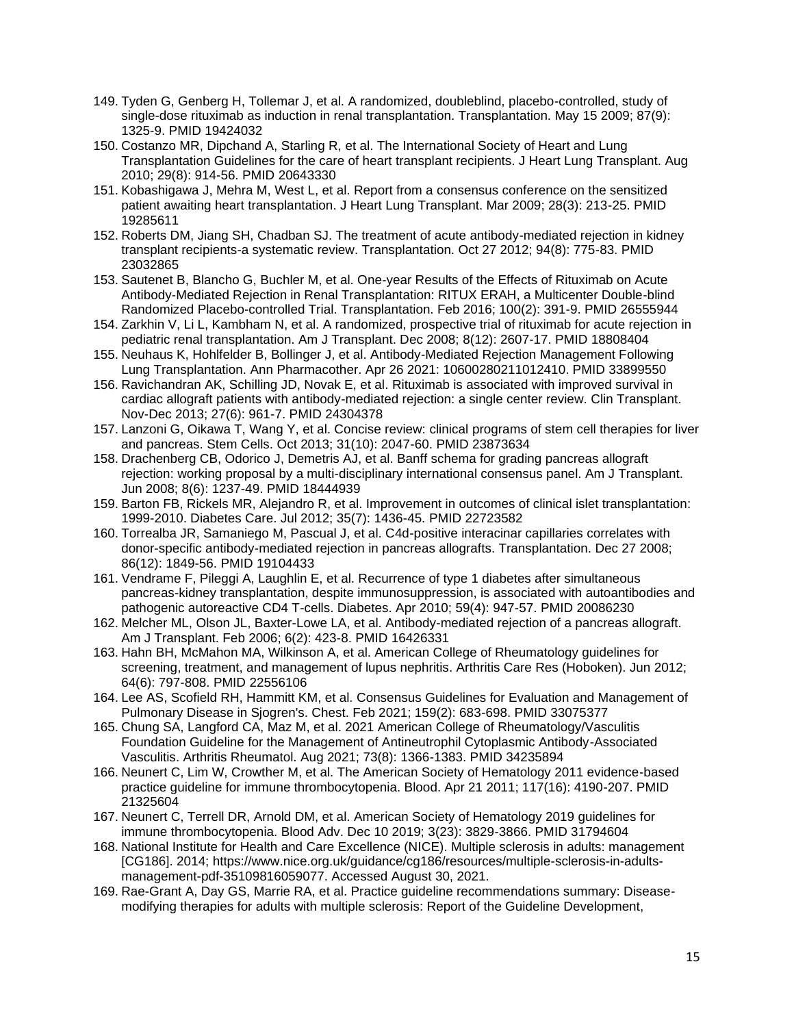149. Tyden G, Genberg H, Tollemar J, et al. A randomized, doubleblind, placebo-controlled, study of single-dose rituximab as induction in renal transplantation. Transplantation. May 15 2009; 87(9): 1325-9. PMID 19424032
150. Costanzo MR, Dipchand A, Starling R, et al. The International Society of Heart and Lung Transplantation Guidelines for the care of heart transplant recipients. J Heart Lung Transplant. Aug 2010; 29(8): 914-56. PMID 20643330
151. Kobashigawa J, Mehra M, West L, et al. Report from a consensus conference on the sensitized patient awaiting heart transplantation. J Heart Lung Transplant. Mar 2009; 28(3): 213-25. PMID 19285611
152. Roberts DM, Jiang SH, Chadban SJ. The treatment of acute antibody-mediated rejection in kidney transplant recipients-a systematic review. Transplantation. Oct 27 2012; 94(8): 775-83. PMID 23032865
153. Sautenet B, Blancho G, Buchler M, et al. One-year Results of the Effects of Rituximab on Acute Antibody-Mediated Rejection in Renal Transplantation: RITUX ERAH, a Multicenter Double-blind Randomized Placebo-controlled Trial. Transplantation. Feb 2016; 100(2): 391-9. PMID 26555944
154. Zarkhin V, Li L, Kambham N, et al. A randomized, prospective trial of rituximab for acute rejection in pediatric renal transplantation. Am J Transplant. Dec 2008; 8(12): 2607-17. PMID 18808404
155. Neuhaus K, Hohlfelder B, Bollinger J, et al. Antibody-Mediated Rejection Management Following Lung Transplantation. Ann Pharmacother. Apr 26 2021: 10600280211012410. PMID 33899550
156. Ravichandran AK, Schilling JD, Novak E, et al. Rituximab is associated with improved survival in cardiac allograft patients with antibody-mediated rejection: a single center review. Clin Transplant. Nov-Dec 2013; 27(6): 961-7. PMID 24304378
157. Lanzoni G, Oikawa T, Wang Y, et al. Concise review: clinical programs of stem cell therapies for liver and pancreas. Stem Cells. Oct 2013; 31(10): 2047-60. PMID 23873634
158. Drachenberg CB, Odorico J, Demetris AJ, et al. Banff schema for grading pancreas allograft rejection: working proposal by a multi-disciplinary international consensus panel. Am J Transplant. Jun 2008; 8(6): 1237-49. PMID 18444939
159. Barton FB, Rickels MR, Alejandro R, et al. Improvement in outcomes of clinical islet transplantation: 1999-2010. Diabetes Care. Jul 2012; 35(7): 1436-45. PMID 22723582
160. Torrealba JR, Samaniego M, Pascual J, et al. C4d-positive interacinar capillaries correlates with donor-specific antibody-mediated rejection in pancreas allografts. Transplantation. Dec 27 2008; 86(12): 1849-56. PMID 19104433
161. Vendrame F, Pileggi A, Laughlin E, et al. Recurrence of type 1 diabetes after simultaneous pancreas-kidney transplantation, despite immunosuppression, is associated with autoantibodies and pathogenic autoreactive CD4 T-cells. Diabetes. Apr 2010; 59(4): 947-57. PMID 20086230
162. Melcher ML, Olson JL, Baxter-Lowe LA, et al. Antibody-mediated rejection of a pancreas allograft. Am J Transplant. Feb 2006; 6(2): 423-8. PMID 16426331
163. Hahn BH, McMahon MA, Wilkinson A, et al. American College of Rheumatology guidelines for screening, treatment, and management of lupus nephritis. Arthritis Care Res (Hoboken). Jun 2012; 64(6): 797-808. PMID 22556106
164. Lee AS, Scofield RH, Hammitt KM, et al. Consensus Guidelines for Evaluation and Management of Pulmonary Disease in Sjogren's. Chest. Feb 2021; 159(2): 683-698. PMID 33075377
165. Chung SA, Langford CA, Maz M, et al. 2021 American College of Rheumatology/Vasculitis Foundation Guideline for the Management of Antineutrophil Cytoplasmic Antibody-Associated Vasculitis. Arthritis Rheumatol. Aug 2021; 73(8): 1366-1383. PMID 34235894
166. Neunert C, Lim W, Crowther M, et al. The American Society of Hematology 2011 evidence-based practice guideline for immune thrombocytopenia. Blood. Apr 21 2011; 117(16): 4190-207. PMID 21325604
167. Neunert C, Terrell DR, Arnold DM, et al. American Society of Hematology 2019 guidelines for immune thrombocytopenia. Blood Adv. Dec 10 2019; 3(23): 3829-3866. PMID 31794604
168. National Institute for Health and Care Excellence (NICE). Multiple sclerosis in adults: management [CG186]. 2014; https://www.nice.org.uk/guidance/cg186/resources/multiple-sclerosis-in-adults-management-pdf-35109816059077. Accessed August 30, 2021.
169. Rae-Grant A, Day GS, Marrie RA, et al. Practice guideline recommendations summary: Disease-modifying therapies for adults with multiple sclerosis: Report of the Guideline Development,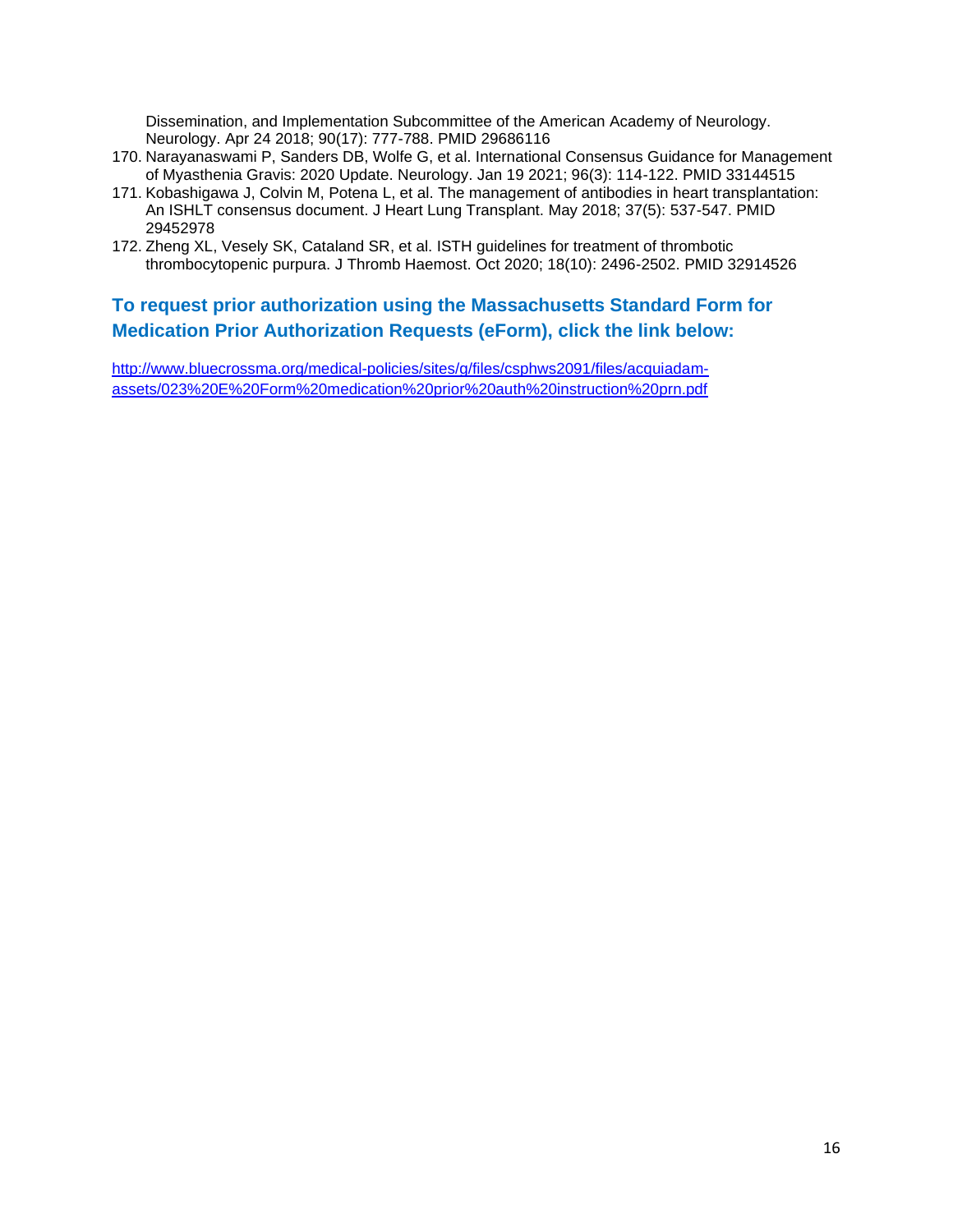Dissemination, and Implementation Subcommittee of the American Academy of Neurology. Neurology. Apr 24 2018; 90(17): 777-788. PMID 29686116

170. Narayanaswami P, Sanders DB, Wolfe G, et al. International Consensus Guidance for Management of Myasthenia Gravis: 2020 Update. Neurology. Jan 19 2021; 96(3): 114-122. PMID 33144515
171. Kobashigawa J, Colvin M, Potena L, et al. The management of antibodies in heart transplantation: An ISHLT consensus document. J Heart Lung Transplant. May 2018; 37(5): 537-547. PMID 29452978
172. Zheng XL, Vesely SK, Cataland SR, et al. ISTH guidelines for treatment of thrombotic thrombocytopenic purpura. J Thromb Haemost. Oct 2020; 18(10): 2496-2502. PMID 32914526

## To request prior authorization using the Massachusetts Standard Form for Medication Prior Authorization Requests (eForm), click the link below:

http://www.bluecrossma.org/medical-policies/sites/g/files/csphws2091/files/acquiadam-assets/023%20E%20Form%20medication%20prior%20auth%20instruction%20prn.pdf